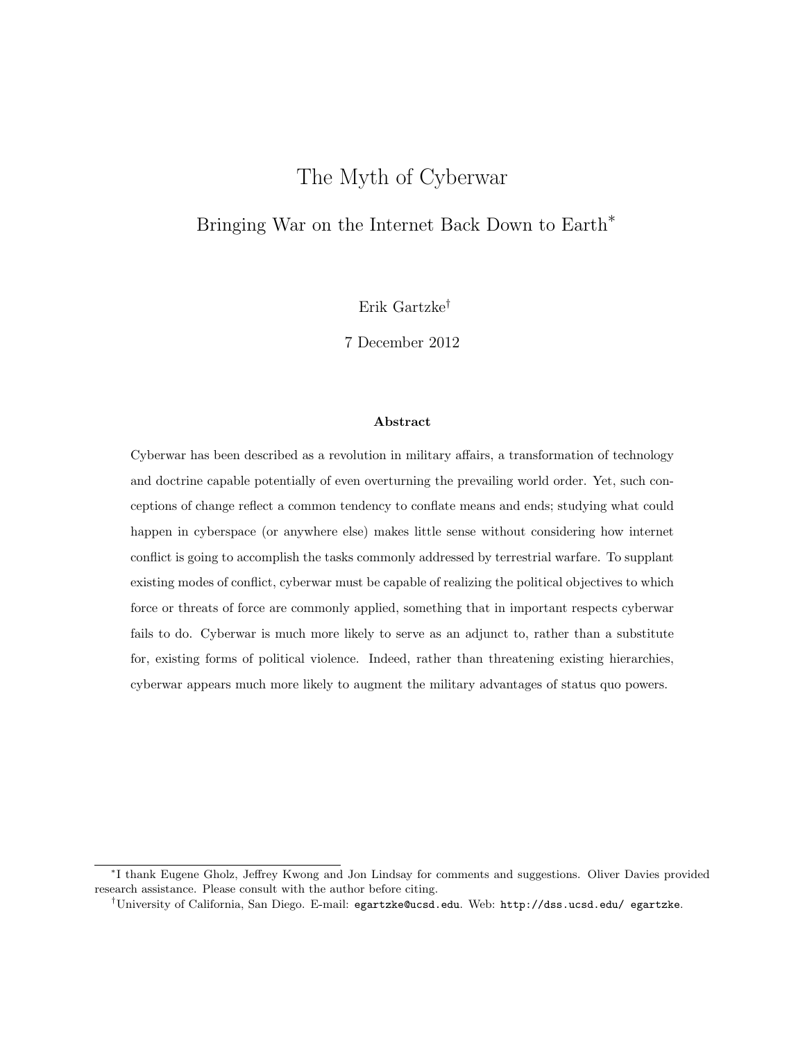# The Myth of Cyberwar

## Bringing War on the Internet Back Down to Earth[*]

Erik Gartzke[†]

7 December 2012

**Abstract**

Cyberwar has been described as a revolution in military affairs, a transformation of technology and doctrine capable potentially of even overturning the prevailing world order. Yet, such conceptions of change reflect a common tendency to conflate means and ends; studying what could happen in cyberspace (or anywhere else) makes little sense without considering how internet conflict is going to accomplish the tasks commonly addressed by terrestrial warfare. To supplant existing modes of conflict, cyberwar must be capable of realizing the political objectives to which force or threats of force are commonly applied, something that in important respects cyberwar fails to do. Cyberwar is much more likely to serve as an adjunct to, rather than a substitute for, existing forms of political violence. Indeed, rather than threatening existing hierarchies, cyberwar appears much more likely to augment the military advantages of status quo powers.

[*] I thank Eugene Gholz, Jeffrey Kwong and Jon Lindsay for comments and suggestions. Oliver Davies provided research assistance. Please consult with the author before citing.

[†] University of California, San Diego. E-mail: egartzke@ucsd.edu. Web: http://dss.ucsd.edu/ egartzke.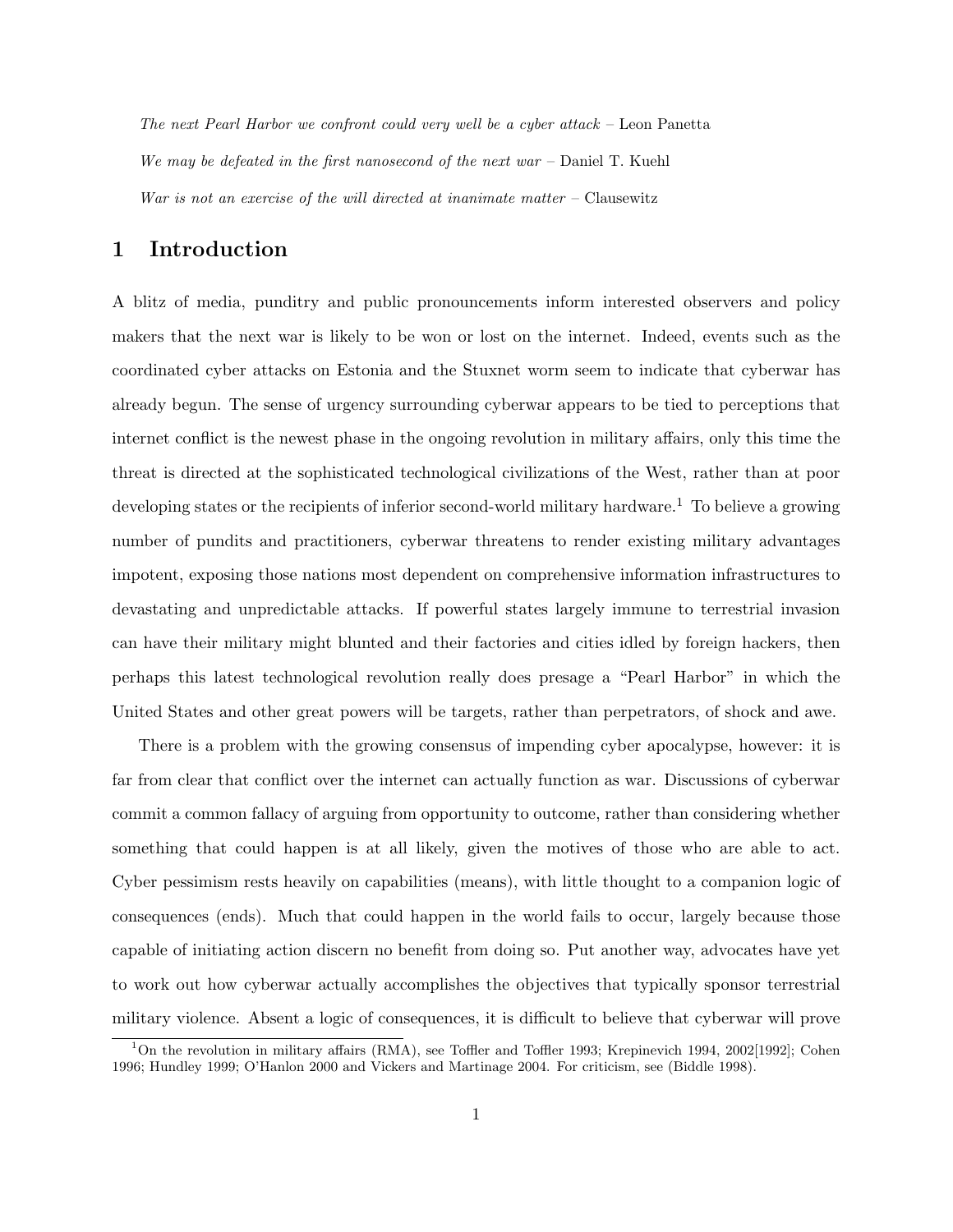*The next Pearl Harbor we confront could very well be a cyber attack* – Leon Panetta

*We may be defeated in the first nanosecond of the next war* – Daniel T. Kuehl

*War is not an exercise of the will directed at inanimate matter* – Clausewitz

## 1 Introduction

A blitz of media, punditry and public pronouncements inform interested observers and policy makers that the next war is likely to be won or lost on the internet. Indeed, events such as the coordinated cyber attacks on Estonia and the Stuxnet worm seem to indicate that cyberwar has already begun. The sense of urgency surrounding cyberwar appears to be tied to perceptions that internet conflict is the newest phase in the ongoing revolution in military affairs, only this time the threat is directed at the sophisticated technological civilizations of the West, rather than at poor developing states or the recipients of inferior second-world military hardware.[1] To believe a growing number of pundits and practitioners, cyberwar threatens to render existing military advantages impotent, exposing those nations most dependent on comprehensive information infrastructures to devastating and unpredictable attacks. If powerful states largely immune to terrestrial invasion can have their military might blunted and their factories and cities idled by foreign hackers, then perhaps this latest technological revolution really does presage a "Pearl Harbor" in which the United States and other great powers will be targets, rather than perpetrators, of shock and awe.

There is a problem with the growing consensus of impending cyber apocalypse, however: it is far from clear that conflict over the internet can actually function as war. Discussions of cyberwar commit a common fallacy of arguing from opportunity to outcome, rather than considering whether something that could happen is at all likely, given the motives of those who are able to act. Cyber pessimism rests heavily on capabilities (means), with little thought to a companion logic of consequences (ends). Much that could happen in the world fails to occur, largely because those capable of initiating action discern no benefit from doing so. Put another way, advocates have yet to work out how cyberwar actually accomplishes the objectives that typically sponsor terrestrial military violence. Absent a logic of consequences, it is difficult to believe that cyberwar will prove

[1] On the revolution in military affairs (RMA), see Toffler and Toffler 1993; Krepinevich 1994, 2002[1992]; Cohen 1996; Hundley 1999; O'Hanlon 2000 and Vickers and Martinage 2004. For criticism, see (Biddle 1998).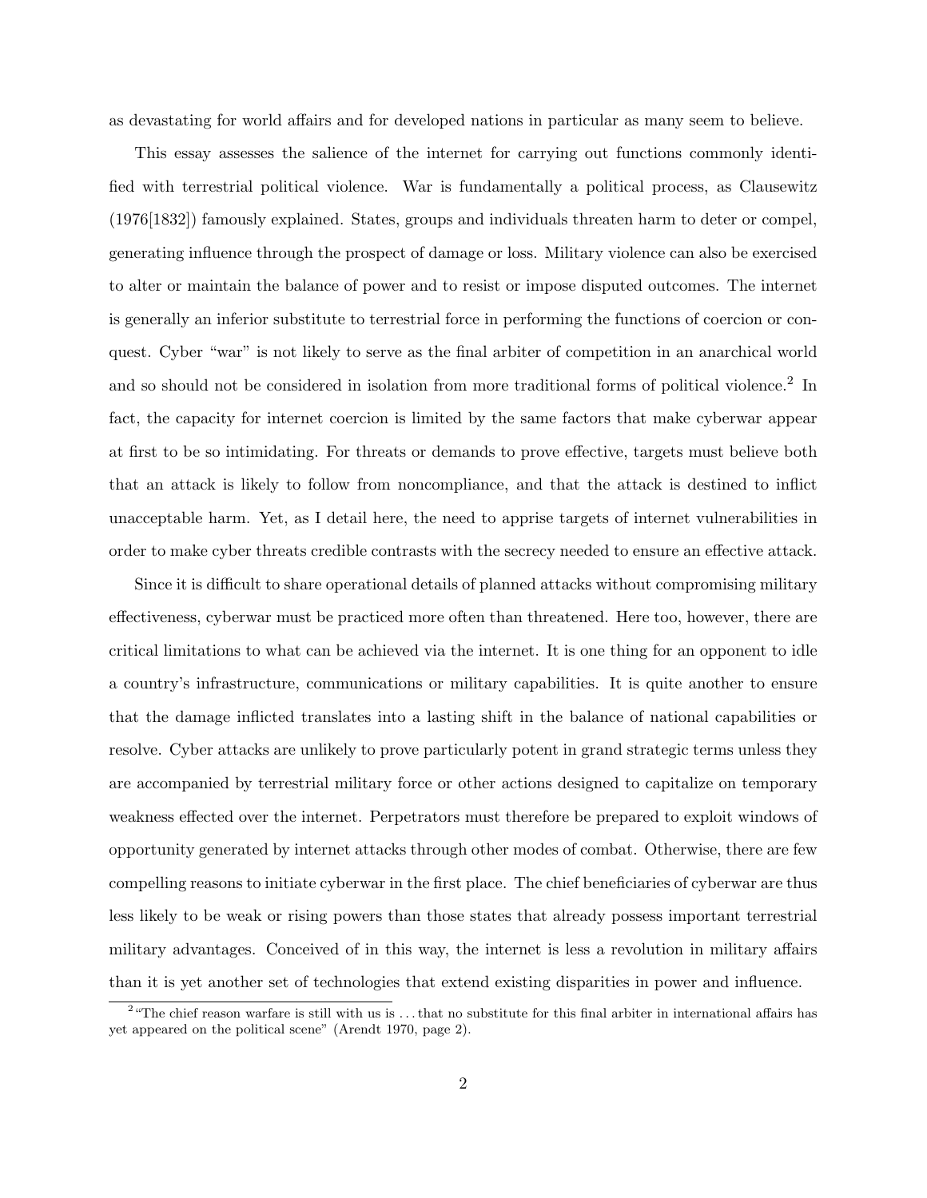as devastating for world affairs and for developed nations in particular as many seem to believe.

This essay assesses the salience of the internet for carrying out functions commonly identified with terrestrial political violence. War is fundamentally a political process, as Clausewitz (1976[1832]) famously explained. States, groups and individuals threaten harm to deter or compel, generating influence through the prospect of damage or loss. Military violence can also be exercised to alter or maintain the balance of power and to resist or impose disputed outcomes. The internet is generally an inferior substitute to terrestrial force in performing the functions of coercion or conquest. Cyber "war" is not likely to serve as the final arbiter of competition in an anarchical world and so should not be considered in isolation from more traditional forms of political violence.[2] In fact, the capacity for internet coercion is limited by the same factors that make cyberwar appear at first to be so intimidating. For threats or demands to prove effective, targets must believe both that an attack is likely to follow from noncompliance, and that the attack is destined to inflict unacceptable harm. Yet, as I detail here, the need to apprise targets of internet vulnerabilities in order to make cyber threats credible contrasts with the secrecy needed to ensure an effective attack.

Since it is difficult to share operational details of planned attacks without compromising military effectiveness, cyberwar must be practiced more often than threatened. Here too, however, there are critical limitations to what can be achieved via the internet. It is one thing for an opponent to idle a country's infrastructure, communications or military capabilities. It is quite another to ensure that the damage inflicted translates into a lasting shift in the balance of national capabilities or resolve. Cyber attacks are unlikely to prove particularly potent in grand strategic terms unless they are accompanied by terrestrial military force or other actions designed to capitalize on temporary weakness effected over the internet. Perpetrators must therefore be prepared to exploit windows of opportunity generated by internet attacks through other modes of combat. Otherwise, there are few compelling reasons to initiate cyberwar in the first place. The chief beneficiaries of cyberwar are thus less likely to be weak or rising powers than those states that already possess important terrestrial military advantages. Conceived of in this way, the internet is less a revolution in military affairs than it is yet another set of technologies that extend existing disparities in power and influence.

[2] "The chief reason warfare is still with us is . . . that no substitute for this final arbiter in international affairs has yet appeared on the political scene" (Arendt 1970, page 2).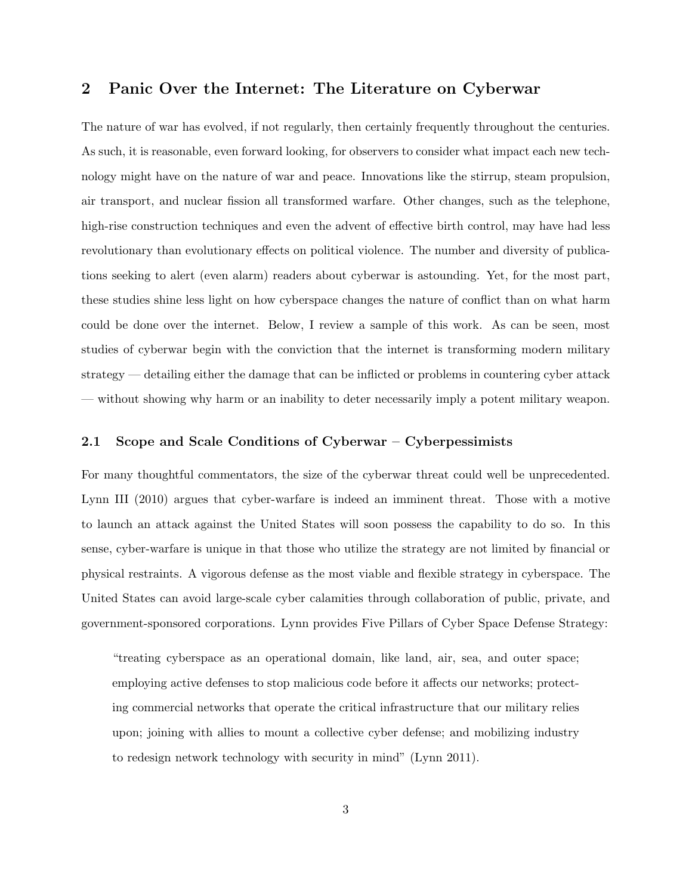## 2 Panic Over the Internet: The Literature on Cyberwar

The nature of war has evolved, if not regularly, then certainly frequently throughout the centuries. As such, it is reasonable, even forward looking, for observers to consider what impact each new technology might have on the nature of war and peace. Innovations like the stirrup, steam propulsion, air transport, and nuclear fission all transformed warfare. Other changes, such as the telephone, high-rise construction techniques and even the advent of effective birth control, may have had less revolutionary than evolutionary effects on political violence. The number and diversity of publications seeking to alert (even alarm) readers about cyberwar is astounding. Yet, for the most part, these studies shine less light on how cyberspace changes the nature of conflict than on what harm could be done over the internet. Below, I review a sample of this work. As can be seen, most studies of cyberwar begin with the conviction that the internet is transforming modern military strategy — detailing either the damage that can be inflicted or problems in countering cyber attack — without showing why harm or an inability to deter necessarily imply a potent military weapon.

### 2.1 Scope and Scale Conditions of Cyberwar – Cyberpessimists

For many thoughtful commentators, the size of the cyberwar threat could well be unprecedented. Lynn III (2010) argues that cyber-warfare is indeed an imminent threat. Those with a motive to launch an attack against the United States will soon possess the capability to do so. In this sense, cyber-warfare is unique in that those who utilize the strategy are not limited by financial or physical restraints. A vigorous defense as the most viable and flexible strategy in cyberspace. The United States can avoid large-scale cyber calamities through collaboration of public, private, and government-sponsored corporations. Lynn provides Five Pillars of Cyber Space Defense Strategy:

> "treating cyberspace as an operational domain, like land, air, sea, and outer space; employing active defenses to stop malicious code before it affects our networks; protecting commercial networks that operate the critical infrastructure that our military relies upon; joining with allies to mount a collective cyber defense; and mobilizing industry to redesign network technology with security in mind" (Lynn 2011).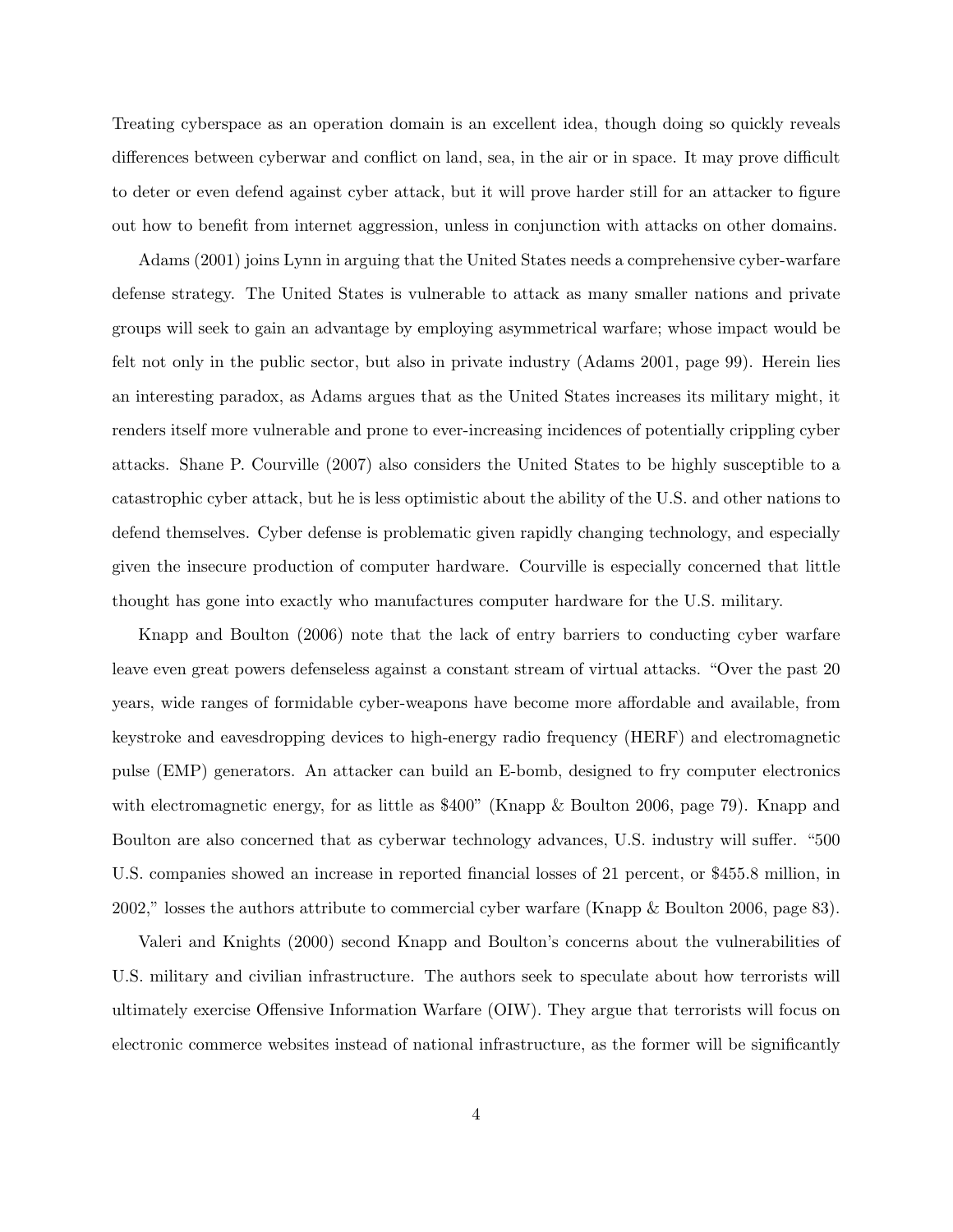Treating cyberspace as an operation domain is an excellent idea, though doing so quickly reveals differences between cyberwar and conflict on land, sea, in the air or in space. It may prove difficult to deter or even defend against cyber attack, but it will prove harder still for an attacker to figure out how to benefit from internet aggression, unless in conjunction with attacks on other domains.

Adams (2001) joins Lynn in arguing that the United States needs a comprehensive cyber-warfare defense strategy. The United States is vulnerable to attack as many smaller nations and private groups will seek to gain an advantage by employing asymmetrical warfare; whose impact would be felt not only in the public sector, but also in private industry (Adams 2001, page 99). Herein lies an interesting paradox, as Adams argues that as the United States increases its military might, it renders itself more vulnerable and prone to ever-increasing incidences of potentially crippling cyber attacks. Shane P. Courville (2007) also considers the United States to be highly susceptible to a catastrophic cyber attack, but he is less optimistic about the ability of the U.S. and other nations to defend themselves. Cyber defense is problematic given rapidly changing technology, and especially given the insecure production of computer hardware. Courville is especially concerned that little thought has gone into exactly who manufactures computer hardware for the U.S. military.

Knapp and Boulton (2006) note that the lack of entry barriers to conducting cyber warfare leave even great powers defenseless against a constant stream of virtual attacks. "Over the past 20 years, wide ranges of formidable cyber-weapons have become more affordable and available, from keystroke and eavesdropping devices to high-energy radio frequency (HERF) and electromagnetic pulse (EMP) generators. An attacker can build an E-bomb, designed to fry computer electronics with electromagnetic energy, for as little as $400" (Knapp & Boulton 2006, page 79). Knapp and Boulton are also concerned that as cyberwar technology advances, U.S. industry will suffer. "500 U.S. companies showed an increase in reported financial losses of 21 percent, or $455.8 million, in 2002," losses the authors attribute to commercial cyber warfare (Knapp & Boulton 2006, page 83).

Valeri and Knights (2000) second Knapp and Boulton's concerns about the vulnerabilities of U.S. military and civilian infrastructure. The authors seek to speculate about how terrorists will ultimately exercise Offensive Information Warfare (OIW). They argue that terrorists will focus on electronic commerce websites instead of national infrastructure, as the former will be significantly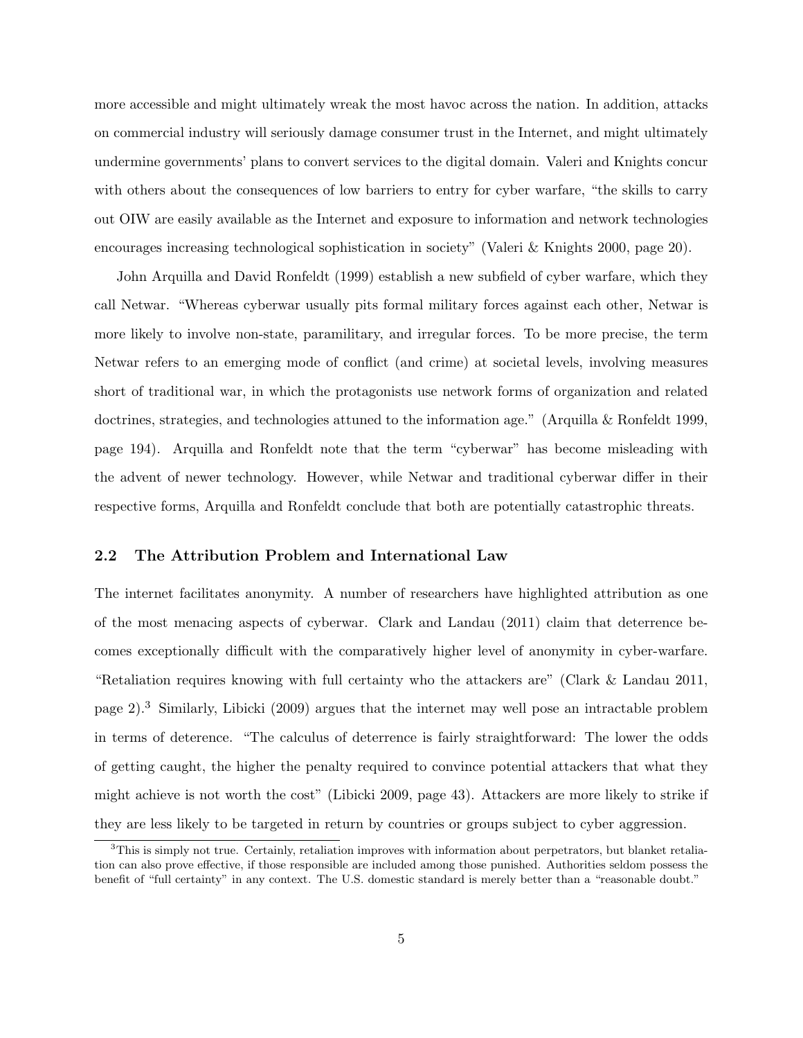more accessible and might ultimately wreak the most havoc across the nation. In addition, attacks on commercial industry will seriously damage consumer trust in the Internet, and might ultimately undermine governments' plans to convert services to the digital domain. Valeri and Knights concur with others about the consequences of low barriers to entry for cyber warfare, "the skills to carry out OIW are easily available as the Internet and exposure to information and network technologies encourages increasing technological sophistication in society" (Valeri & Knights 2000, page 20).

John Arquilla and David Ronfeldt (1999) establish a new subfield of cyber warfare, which they call Netwar. "Whereas cyberwar usually pits formal military forces against each other, Netwar is more likely to involve non-state, paramilitary, and irregular forces. To be more precise, the term Netwar refers to an emerging mode of conflict (and crime) at societal levels, involving measures short of traditional war, in which the protagonists use network forms of organization and related doctrines, strategies, and technologies attuned to the information age." (Arquilla & Ronfeldt 1999, page 194). Arquilla and Ronfeldt note that the term "cyberwar" has become misleading with the advent of newer technology. However, while Netwar and traditional cyberwar differ in their respective forms, Arquilla and Ronfeldt conclude that both are potentially catastrophic threats.

### 2.2 The Attribution Problem and International Law

The internet facilitates anonymity. A number of researchers have highlighted attribution as one of the most menacing aspects of cyberwar. Clark and Landau (2011) claim that deterrence becomes exceptionally difficult with the comparatively higher level of anonymity in cyber-warfare. "Retaliation requires knowing with full certainty who the attackers are" (Clark & Landau 2011, page 2).[3] Similarly, Libicki (2009) argues that the internet may well pose an intractable problem in terms of deterence. "The calculus of deterrence is fairly straightforward: The lower the odds of getting caught, the higher the penalty required to convince potential attackers that what they might achieve is not worth the cost" (Libicki 2009, page 43). Attackers are more likely to strike if they are less likely to be targeted in return by countries or groups subject to cyber aggression.

[3] This is simply not true. Certainly, retaliation improves with information about perpetrators, but blanket retaliation can also prove effective, if those responsible are included among those punished. Authorities seldom possess the benefit of "full certainty" in any context. The U.S. domestic standard is merely better than a "reasonable doubt."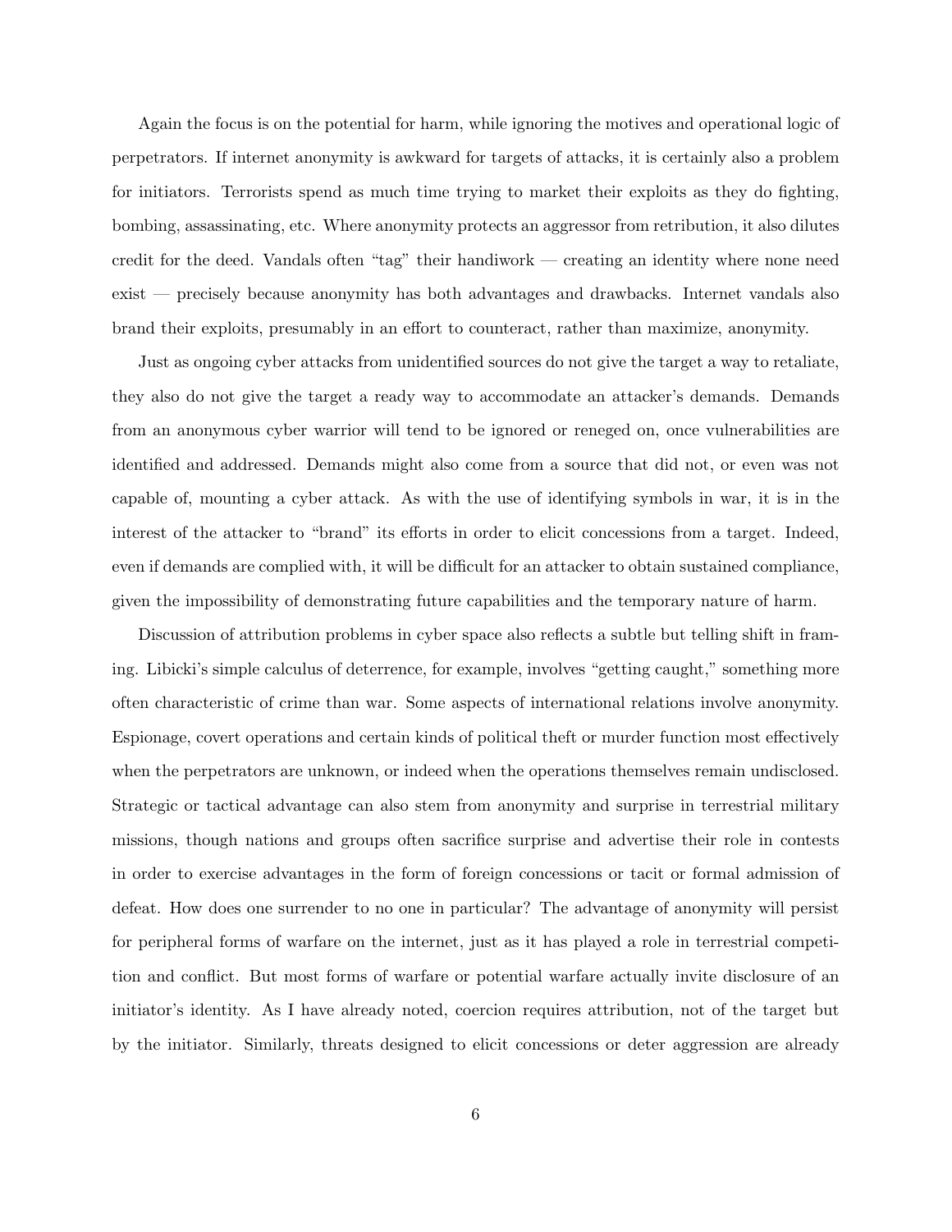Again the focus is on the potential for harm, while ignoring the motives and operational logic of perpetrators. If internet anonymity is awkward for targets of attacks, it is certainly also a problem for initiators. Terrorists spend as much time trying to market their exploits as they do fighting, bombing, assassinating, etc. Where anonymity protects an aggressor from retribution, it also dilutes credit for the deed. Vandals often "tag" their handiwork — creating an identity where none need exist — precisely because anonymity has both advantages and drawbacks. Internet vandals also brand their exploits, presumably in an effort to counteract, rather than maximize, anonymity.

Just as ongoing cyber attacks from unidentified sources do not give the target a way to retaliate, they also do not give the target a ready way to accommodate an attacker's demands. Demands from an anonymous cyber warrior will tend to be ignored or reneged on, once vulnerabilities are identified and addressed. Demands might also come from a source that did not, or even was not capable of, mounting a cyber attack. As with the use of identifying symbols in war, it is in the interest of the attacker to "brand" its efforts in order to elicit concessions from a target. Indeed, even if demands are complied with, it will be difficult for an attacker to obtain sustained compliance, given the impossibility of demonstrating future capabilities and the temporary nature of harm.

Discussion of attribution problems in cyber space also reflects a subtle but telling shift in framing. Libicki's simple calculus of deterrence, for example, involves "getting caught," something more often characteristic of crime than war. Some aspects of international relations involve anonymity. Espionage, covert operations and certain kinds of political theft or murder function most effectively when the perpetrators are unknown, or indeed when the operations themselves remain undisclosed. Strategic or tactical advantage can also stem from anonymity and surprise in terrestrial military missions, though nations and groups often sacrifice surprise and advertise their role in contests in order to exercise advantages in the form of foreign concessions or tacit or formal admission of defeat. How does one surrender to no one in particular? The advantage of anonymity will persist for peripheral forms of warfare on the internet, just as it has played a role in terrestrial competition and conflict. But most forms of warfare or potential warfare actually invite disclosure of an initiator's identity. As I have already noted, coercion requires attribution, not of the target but by the initiator. Similarly, threats designed to elicit concessions or deter aggression are already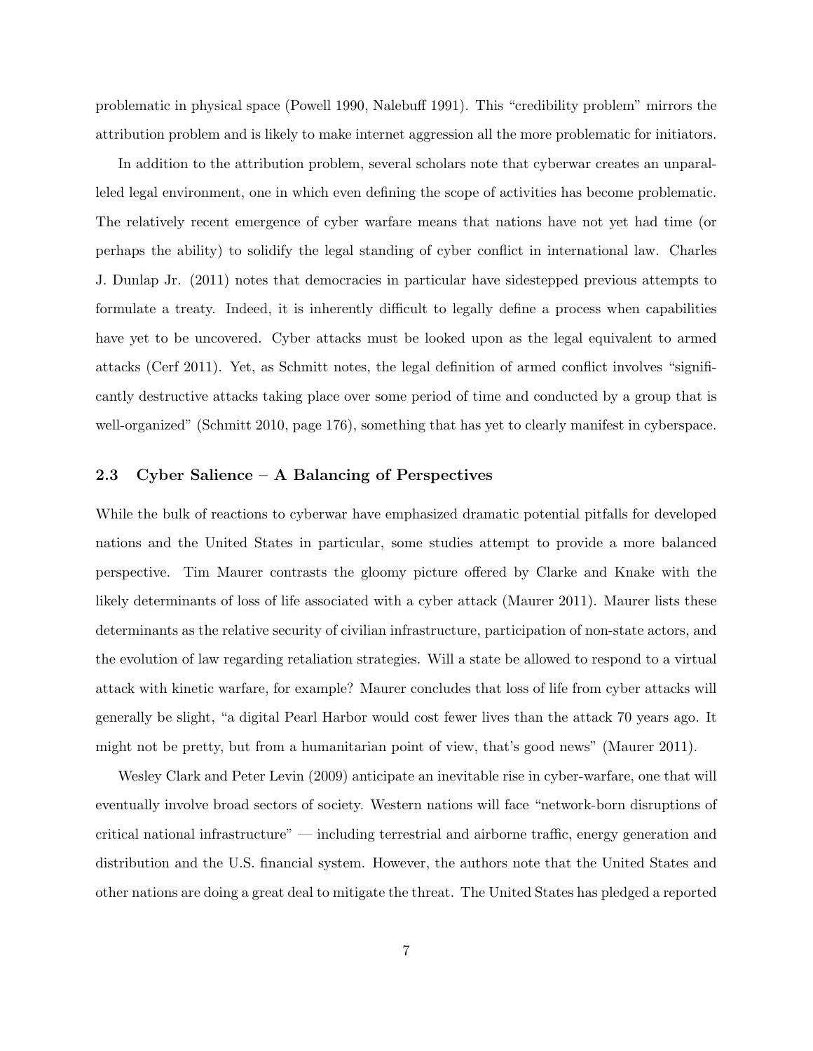problematic in physical space (Powell 1990, Nalebuff 1991). This "credibility problem" mirrors the attribution problem and is likely to make internet aggression all the more problematic for initiators.

In addition to the attribution problem, several scholars note that cyberwar creates an unparalleled legal environment, one in which even defining the scope of activities has become problematic. The relatively recent emergence of cyber warfare means that nations have not yet had time (or perhaps the ability) to solidify the legal standing of cyber conflict in international law. Charles J. Dunlap Jr. (2011) notes that democracies in particular have sidestepped previous attempts to formulate a treaty. Indeed, it is inherently difficult to legally define a process when capabilities have yet to be uncovered. Cyber attacks must be looked upon as the legal equivalent to armed attacks (Cerf 2011). Yet, as Schmitt notes, the legal definition of armed conflict involves "significantly destructive attacks taking place over some period of time and conducted by a group that is well-organized" (Schmitt 2010, page 176), something that has yet to clearly manifest in cyberspace.

### 2.3 Cyber Salience – A Balancing of Perspectives

While the bulk of reactions to cyberwar have emphasized dramatic potential pitfalls for developed nations and the United States in particular, some studies attempt to provide a more balanced perspective. Tim Maurer contrasts the gloomy picture offered by Clarke and Knake with the likely determinants of loss of life associated with a cyber attack (Maurer 2011). Maurer lists these determinants as the relative security of civilian infrastructure, participation of non-state actors, and the evolution of law regarding retaliation strategies. Will a state be allowed to respond to a virtual attack with kinetic warfare, for example? Maurer concludes that loss of life from cyber attacks will generally be slight, "a digital Pearl Harbor would cost fewer lives than the attack 70 years ago. It might not be pretty, but from a humanitarian point of view, that's good news" (Maurer 2011).

Wesley Clark and Peter Levin (2009) anticipate an inevitable rise in cyber-warfare, one that will eventually involve broad sectors of society. Western nations will face "network-born disruptions of critical national infrastructure" — including terrestrial and airborne traffic, energy generation and distribution and the U.S. financial system. However, the authors note that the United States and other nations are doing a great deal to mitigate the threat. The United States has pledged a reported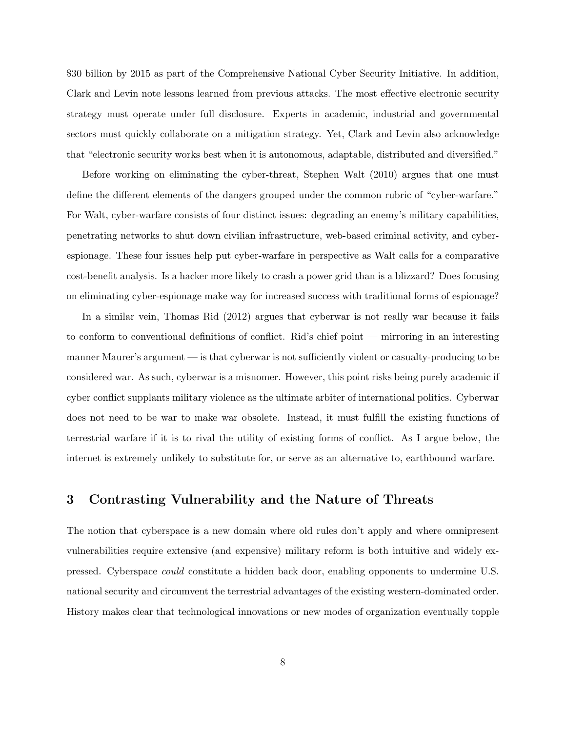$30 billion by 2015 as part of the Comprehensive National Cyber Security Initiative. In addition, Clark and Levin note lessons learned from previous attacks. The most effective electronic security strategy must operate under full disclosure. Experts in academic, industrial and governmental sectors must quickly collaborate on a mitigation strategy. Yet, Clark and Levin also acknowledge that "electronic security works best when it is autonomous, adaptable, distributed and diversified."

Before working on eliminating the cyber-threat, Stephen Walt (2010) argues that one must define the different elements of the dangers grouped under the common rubric of "cyber-warfare." For Walt, cyber-warfare consists of four distinct issues: degrading an enemy's military capabilities, penetrating networks to shut down civilian infrastructure, web-based criminal activity, and cyber-espionage. These four issues help put cyber-warfare in perspective as Walt calls for a comparative cost-benefit analysis. Is a hacker more likely to crash a power grid than is a blizzard? Does focusing on eliminating cyber-espionage make way for increased success with traditional forms of espionage?

In a similar vein, Thomas Rid (2012) argues that cyberwar is not really war because it fails to conform to conventional definitions of conflict. Rid's chief point — mirroring in an interesting manner Maurer's argument — is that cyberwar is not sufficiently violent or casualty-producing to be considered war. As such, cyberwar is a misnomer. However, this point risks being purely academic if cyber conflict supplants military violence as the ultimate arbiter of international politics. Cyberwar does not need to be war to make war obsolete. Instead, it must fulfill the existing functions of terrestrial warfare if it is to rival the utility of existing forms of conflict. As I argue below, the internet is extremely unlikely to substitute for, or serve as an alternative to, earthbound warfare.

## 3 Contrasting Vulnerability and the Nature of Threats

The notion that cyberspace is a new domain where old rules don't apply and where omnipresent vulnerabilities require extensive (and expensive) military reform is both intuitive and widely expressed. Cyberspace *could* constitute a hidden back door, enabling opponents to undermine U.S. national security and circumvent the terrestrial advantages of the existing western-dominated order. History makes clear that technological innovations or new modes of organization eventually topple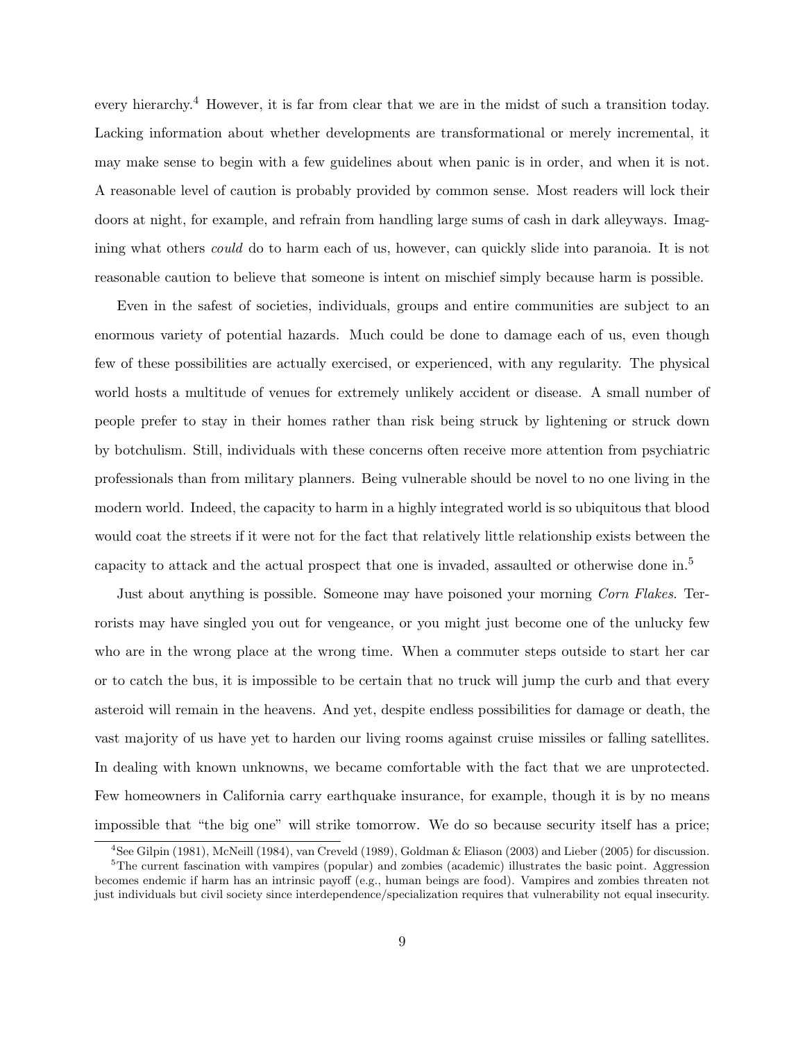every hierarchy.[4] However, it is far from clear that we are in the midst of such a transition today. Lacking information about whether developments are transformational or merely incremental, it may make sense to begin with a few guidelines about when panic is in order, and when it is not. A reasonable level of caution is probably provided by common sense. Most readers will lock their doors at night, for example, and refrain from handling large sums of cash in dark alleyways. Imagining what others *could* do to harm each of us, however, can quickly slide into paranoia. It is not reasonable caution to believe that someone is intent on mischief simply because harm is possible.

Even in the safest of societies, individuals, groups and entire communities are subject to an enormous variety of potential hazards. Much could be done to damage each of us, even though few of these possibilities are actually exercised, or experienced, with any regularity. The physical world hosts a multitude of venues for extremely unlikely accident or disease. A small number of people prefer to stay in their homes rather than risk being struck by lightening or struck down by botchulism. Still, individuals with these concerns often receive more attention from psychiatric professionals than from military planners. Being vulnerable should be novel to no one living in the modern world. Indeed, the capacity to harm in a highly integrated world is so ubiquitous that blood would coat the streets if it were not for the fact that relatively little relationship exists between the capacity to attack and the actual prospect that one is invaded, assaulted or otherwise done in.[5]

Just about anything is possible. Someone may have poisoned your morning *Corn Flakes*. Terrorists may have singled you out for vengeance, or you might just become one of the unlucky few who are in the wrong place at the wrong time. When a commuter steps outside to start her car or to catch the bus, it is impossible to be certain that no truck will jump the curb and that every asteroid will remain in the heavens. And yet, despite endless possibilities for damage or death, the vast majority of us have yet to harden our living rooms against cruise missiles or falling satellites. In dealing with known unknowns, we became comfortable with the fact that we are unprotected. Few homeowners in California carry earthquake insurance, for example, though it is by no means impossible that "the big one" will strike tomorrow. We do so because security itself has a price;

[4] See Gilpin (1981), McNeill (1984), van Creveld (1989), Goldman & Eliason (2003) and Lieber (2005) for discussion.

[5] The current fascination with vampires (popular) and zombies (academic) illustrates the basic point. Aggression becomes endemic if harm has an intrinsic payoff (e.g., human beings are food). Vampires and zombies threaten not just individuals but civil society since interdependence/specialization requires that vulnerability not equal insecurity.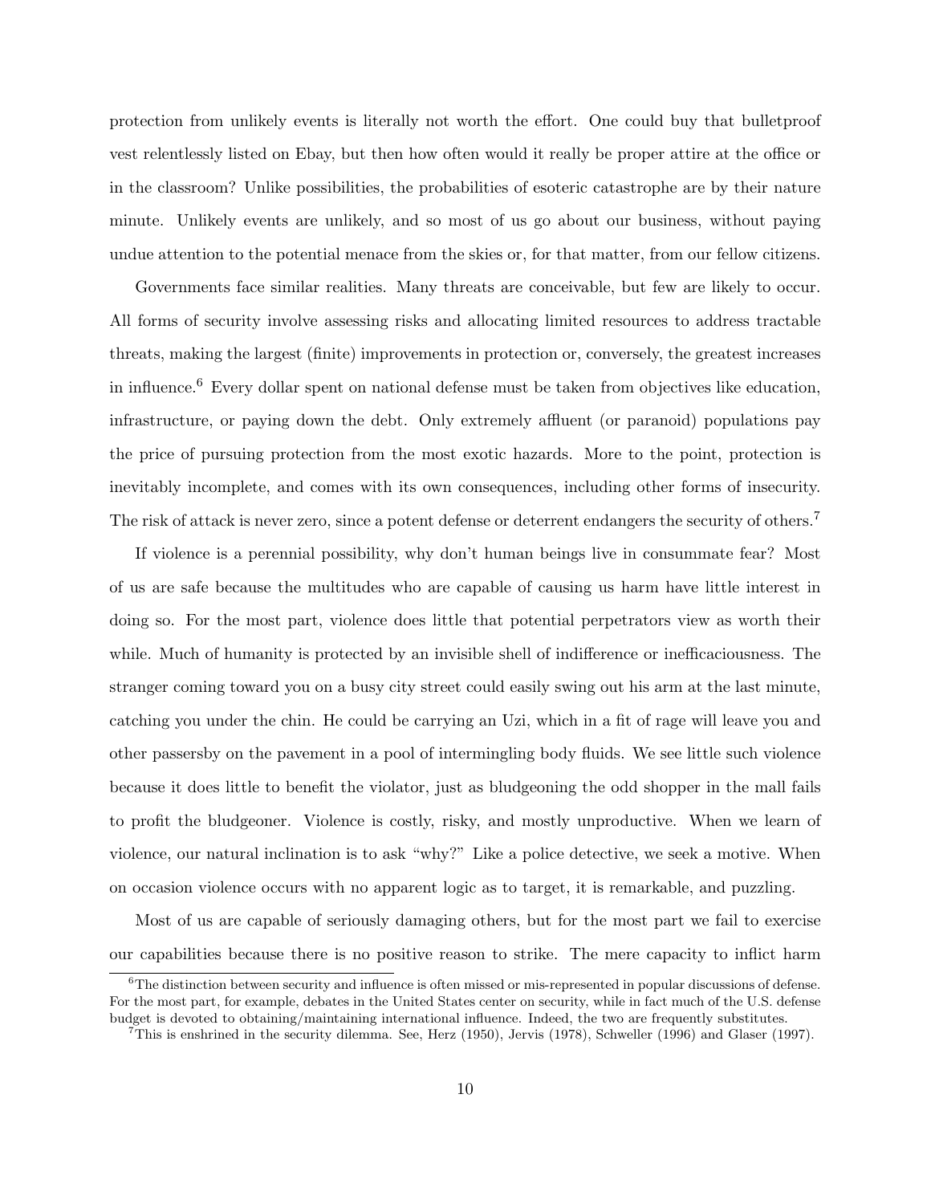protection from unlikely events is literally not worth the effort. One could buy that bulletproof vest relentlessly listed on Ebay, but then how often would it really be proper attire at the office or in the classroom? Unlike possibilities, the probabilities of esoteric catastrophe are by their nature minute. Unlikely events are unlikely, and so most of us go about our business, without paying undue attention to the potential menace from the skies or, for that matter, from our fellow citizens.

Governments face similar realities. Many threats are conceivable, but few are likely to occur. All forms of security involve assessing risks and allocating limited resources to address tractable threats, making the largest (finite) improvements in protection or, conversely, the greatest increases in influence.[6] Every dollar spent on national defense must be taken from objectives like education, infrastructure, or paying down the debt. Only extremely affluent (or paranoid) populations pay the price of pursuing protection from the most exotic hazards. More to the point, protection is inevitably incomplete, and comes with its own consequences, including other forms of insecurity. The risk of attack is never zero, since a potent defense or deterrent endangers the security of others.[7]

If violence is a perennial possibility, why don't human beings live in consummate fear? Most of us are safe because the multitudes who are capable of causing us harm have little interest in doing so. For the most part, violence does little that potential perpetrators view as worth their while. Much of humanity is protected by an invisible shell of indifference or inefficaciousness. The stranger coming toward you on a busy city street could easily swing out his arm at the last minute, catching you under the chin. He could be carrying an Uzi, which in a fit of rage will leave you and other passersby on the pavement in a pool of intermingling body fluids. We see little such violence because it does little to benefit the violator, just as bludgeoning the odd shopper in the mall fails to profit the bludgeoner. Violence is costly, risky, and mostly unproductive. When we learn of violence, our natural inclination is to ask "why?" Like a police detective, we seek a motive. When on occasion violence occurs with no apparent logic as to target, it is remarkable, and puzzling.

Most of us are capable of seriously damaging others, but for the most part we fail to exercise our capabilities because there is no positive reason to strike. The mere capacity to inflict harm

---

[6] The distinction between security and influence is often missed or mis-represented in popular discussions of defense. For the most part, for example, debates in the United States center on security, while in fact much of the U.S. defense budget is devoted to obtaining/maintaining international influence. Indeed, the two are frequently substitutes.

[7] This is enshrined in the security dilemma. See, Herz (1950), Jervis (1978), Schweller (1996) and Glaser (1997).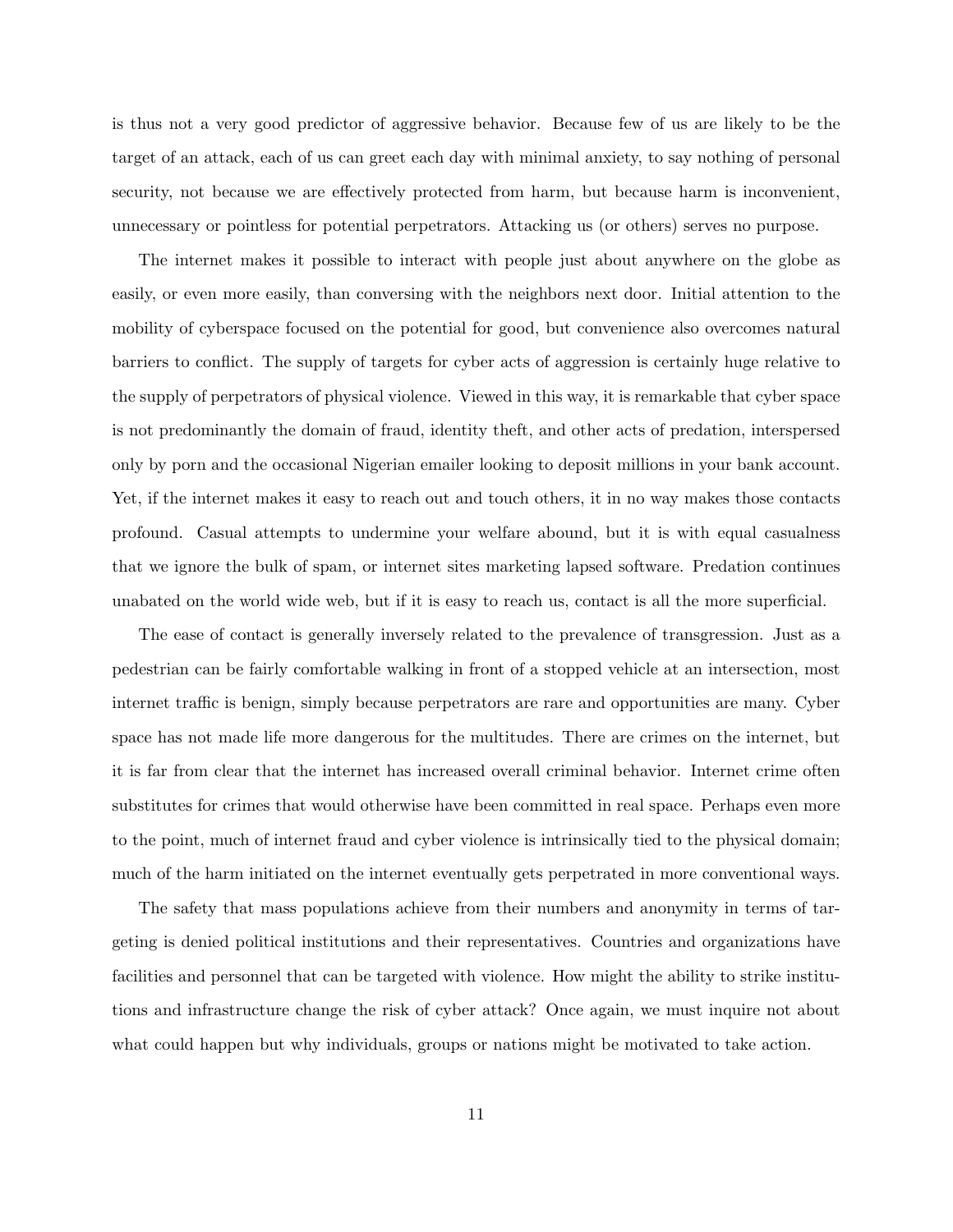is thus not a very good predictor of aggressive behavior. Because few of us are likely to be the target of an attack, each of us can greet each day with minimal anxiety, to say nothing of personal security, not because we are effectively protected from harm, but because harm is inconvenient, unnecessary or pointless for potential perpetrators. Attacking us (or others) serves no purpose.

The internet makes it possible to interact with people just about anywhere on the globe as easily, or even more easily, than conversing with the neighbors next door. Initial attention to the mobility of cyberspace focused on the potential for good, but convenience also overcomes natural barriers to conflict. The supply of targets for cyber acts of aggression is certainly huge relative to the supply of perpetrators of physical violence. Viewed in this way, it is remarkable that cyber space is not predominantly the domain of fraud, identity theft, and other acts of predation, interspersed only by porn and the occasional Nigerian emailer looking to deposit millions in your bank account. Yet, if the internet makes it easy to reach out and touch others, it in no way makes those contacts profound. Casual attempts to undermine your welfare abound, but it is with equal casualness that we ignore the bulk of spam, or internet sites marketing lapsed software. Predation continues unabated on the world wide web, but if it is easy to reach us, contact is all the more superficial.

The ease of contact is generally inversely related to the prevalence of transgression. Just as a pedestrian can be fairly comfortable walking in front of a stopped vehicle at an intersection, most internet traffic is benign, simply because perpetrators are rare and opportunities are many. Cyber space has not made life more dangerous for the multitudes. There are crimes on the internet, but it is far from clear that the internet has increased overall criminal behavior. Internet crime often substitutes for crimes that would otherwise have been committed in real space. Perhaps even more to the point, much of internet fraud and cyber violence is intrinsically tied to the physical domain; much of the harm initiated on the internet eventually gets perpetrated in more conventional ways.

The safety that mass populations achieve from their numbers and anonymity in terms of targeting is denied political institutions and their representatives. Countries and organizations have facilities and personnel that can be targeted with violence. How might the ability to strike institutions and infrastructure change the risk of cyber attack? Once again, we must inquire not about what could happen but why individuals, groups or nations might be motivated to take action.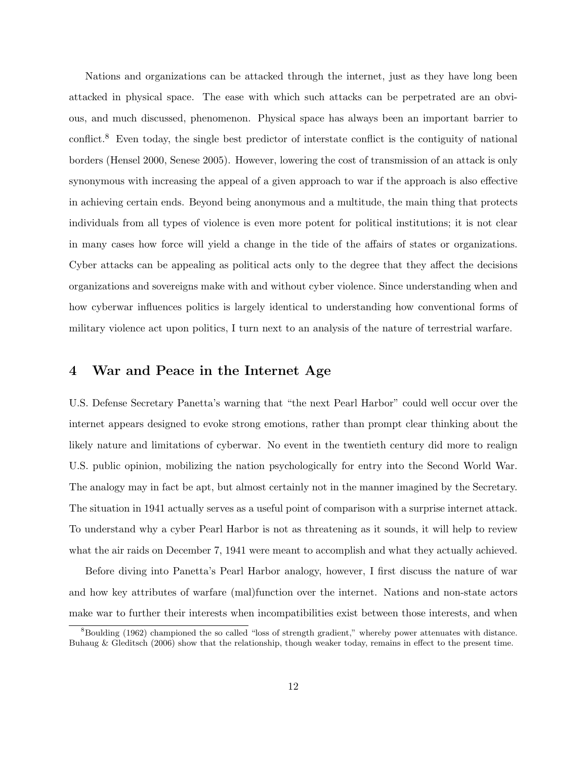Nations and organizations can be attacked through the internet, just as they have long been attacked in physical space. The ease with which such attacks can be perpetrated are an obvious, and much discussed, phenomenon. Physical space has always been an important barrier to conflict.[8] Even today, the single best predictor of interstate conflict is the contiguity of national borders (Hensel 2000, Senese 2005). However, lowering the cost of transmission of an attack is only synonymous with increasing the appeal of a given approach to war if the approach is also effective in achieving certain ends. Beyond being anonymous and a multitude, the main thing that protects individuals from all types of violence is even more potent for political institutions; it is not clear in many cases how force will yield a change in the tide of the affairs of states or organizations. Cyber attacks can be appealing as political acts only to the degree that they affect the decisions organizations and sovereigns make with and without cyber violence. Since understanding when and how cyberwar influences politics is largely identical to understanding how conventional forms of military violence act upon politics, I turn next to an analysis of the nature of terrestrial warfare.

## 4 War and Peace in the Internet Age

U.S. Defense Secretary Panetta's warning that "the next Pearl Harbor" could well occur over the internet appears designed to evoke strong emotions, rather than prompt clear thinking about the likely nature and limitations of cyberwar. No event in the twentieth century did more to realign U.S. public opinion, mobilizing the nation psychologically for entry into the Second World War. The analogy may in fact be apt, but almost certainly not in the manner imagined by the Secretary. The situation in 1941 actually serves as a useful point of comparison with a surprise internet attack. To understand why a cyber Pearl Harbor is not as threatening as it sounds, it will help to review what the air raids on December 7, 1941 were meant to accomplish and what they actually achieved.

Before diving into Panetta's Pearl Harbor analogy, however, I first discuss the nature of war and how key attributes of warfare (mal)function over the internet. Nations and non-state actors make war to further their interests when incompatibilities exist between those interests, and when

[8] Boulding (1962) championed the so called "loss of strength gradient," whereby power attenuates with distance. Buhaug & Gleditsch (2006) show that the relationship, though weaker today, remains in effect to the present time.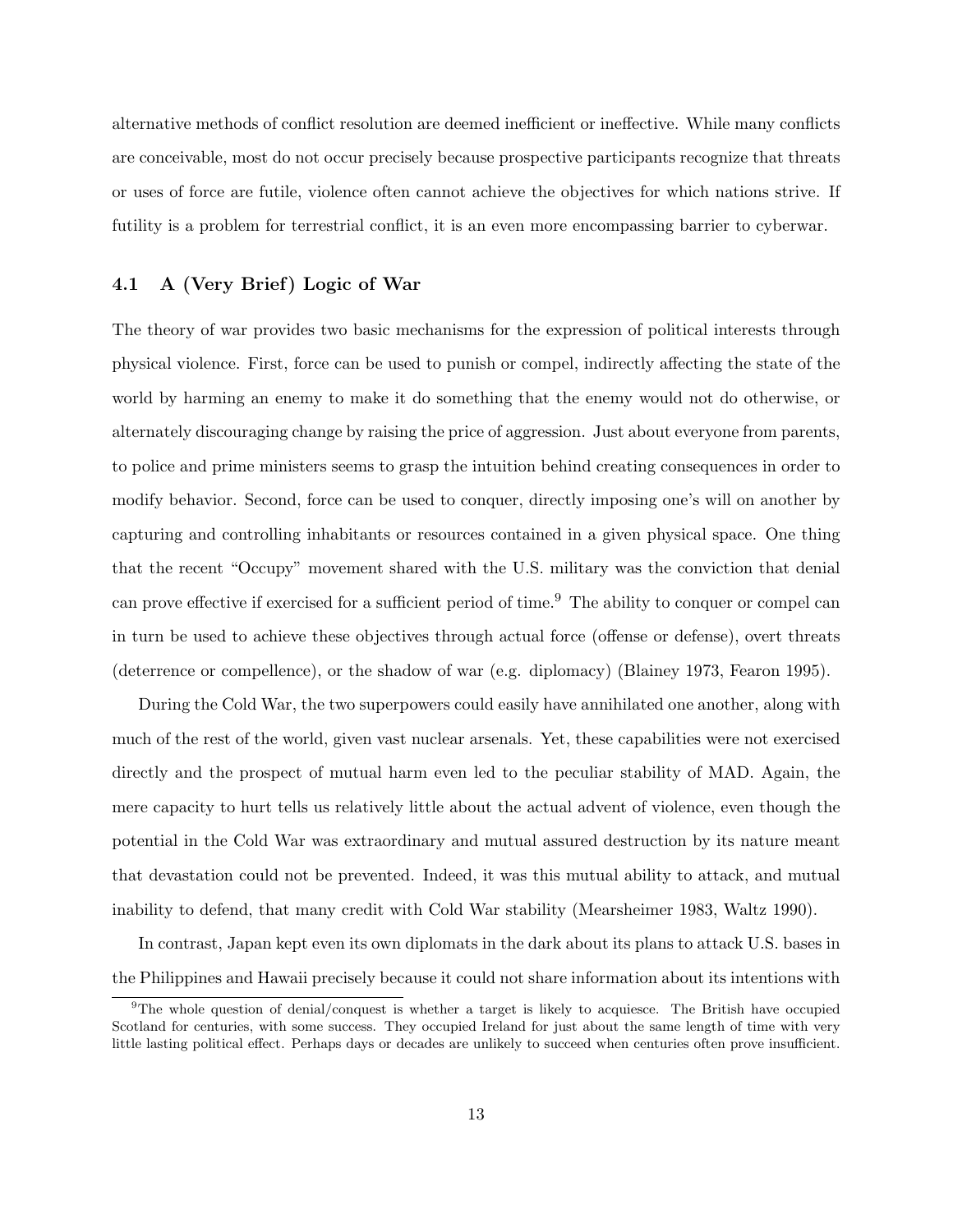alternative methods of conflict resolution are deemed inefficient or ineffective. While many conflicts are conceivable, most do not occur precisely because prospective participants recognize that threats or uses of force are futile, violence often cannot achieve the objectives for which nations strive. If futility is a problem for terrestrial conflict, it is an even more encompassing barrier to cyberwar.

### 4.1 A (Very Brief) Logic of War

The theory of war provides two basic mechanisms for the expression of political interests through physical violence. First, force can be used to punish or compel, indirectly affecting the state of the world by harming an enemy to make it do something that the enemy would not do otherwise, or alternately discouraging change by raising the price of aggression. Just about everyone from parents, to police and prime ministers seems to grasp the intuition behind creating consequences in order to modify behavior. Second, force can be used to conquer, directly imposing one's will on another by capturing and controlling inhabitants or resources contained in a given physical space. One thing that the recent "Occupy" movement shared with the U.S. military was the conviction that denial can prove effective if exercised for a sufficient period of time.[9] The ability to conquer or compel can in turn be used to achieve these objectives through actual force (offense or defense), overt threats (deterrence or compellence), or the shadow of war (e.g. diplomacy) (Blainey 1973, Fearon 1995).

During the Cold War, the two superpowers could easily have annihilated one another, along with much of the rest of the world, given vast nuclear arsenals. Yet, these capabilities were not exercised directly and the prospect of mutual harm even led to the peculiar stability of MAD. Again, the mere capacity to hurt tells us relatively little about the actual advent of violence, even though the potential in the Cold War was extraordinary and mutual assured destruction by its nature meant that devastation could not be prevented. Indeed, it was this mutual ability to attack, and mutual inability to defend, that many credit with Cold War stability (Mearsheimer 1983, Waltz 1990).

In contrast, Japan kept even its own diplomats in the dark about its plans to attack U.S. bases in the Philippines and Hawaii precisely because it could not share information about its intentions with

[9] The whole question of denial/conquest is whether a target is likely to acquiesce. The British have occupied Scotland for centuries, with some success. They occupied Ireland for just about the same length of time with very little lasting political effect. Perhaps days or decades are unlikely to succeed when centuries often prove insufficient.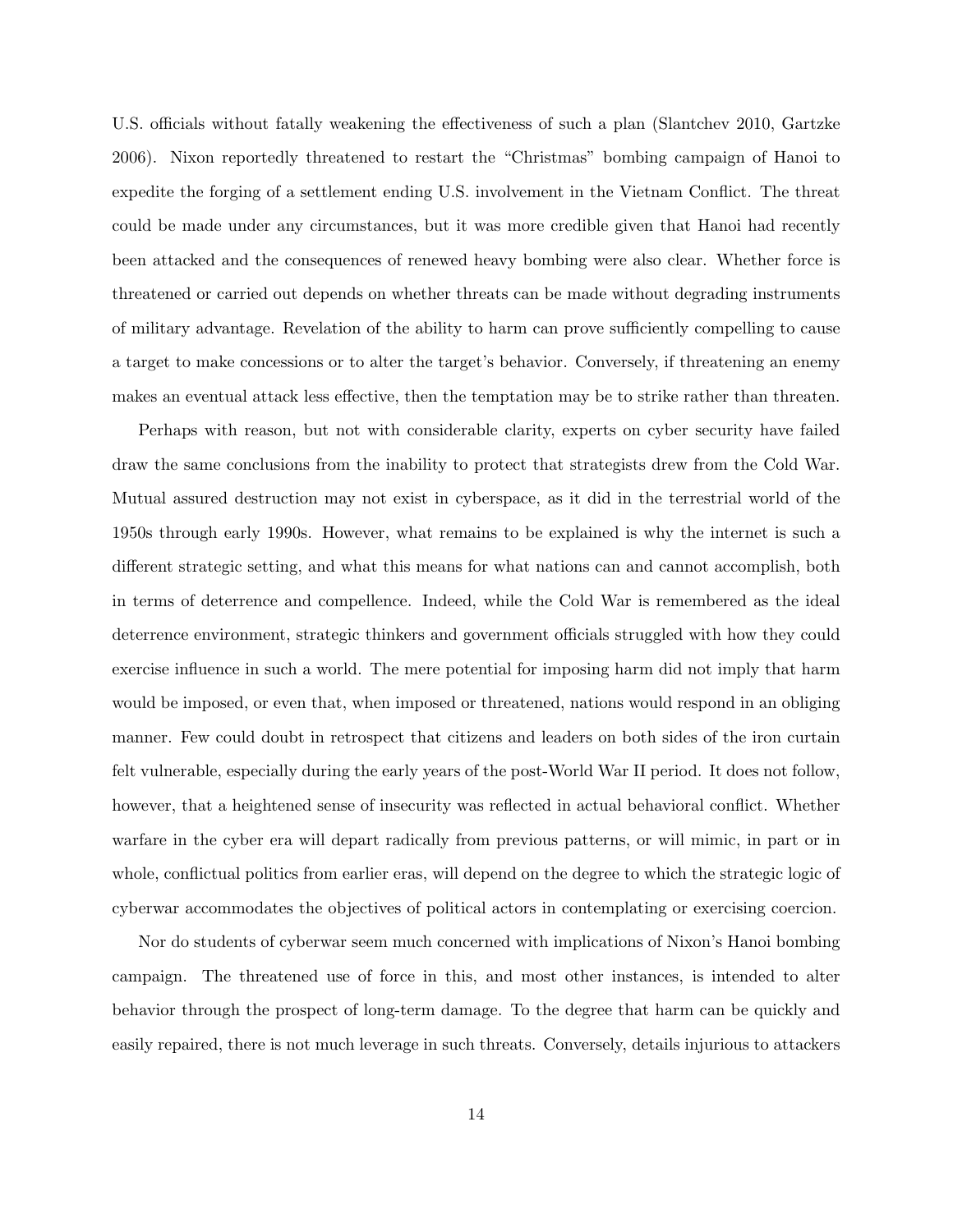U.S. officials without fatally weakening the effectiveness of such a plan (Slantchev 2010, Gartzke 2006). Nixon reportedly threatened to restart the "Christmas" bombing campaign of Hanoi to expedite the forging of a settlement ending U.S. involvement in the Vietnam Conflict. The threat could be made under any circumstances, but it was more credible given that Hanoi had recently been attacked and the consequences of renewed heavy bombing were also clear. Whether force is threatened or carried out depends on whether threats can be made without degrading instruments of military advantage. Revelation of the ability to harm can prove sufficiently compelling to cause a target to make concessions or to alter the target's behavior. Conversely, if threatening an enemy makes an eventual attack less effective, then the temptation may be to strike rather than threaten.

Perhaps with reason, but not with considerable clarity, experts on cyber security have failed draw the same conclusions from the inability to protect that strategists drew from the Cold War. Mutual assured destruction may not exist in cyberspace, as it did in the terrestrial world of the 1950s through early 1990s. However, what remains to be explained is why the internet is such a different strategic setting, and what this means for what nations can and cannot accomplish, both in terms of deterrence and compellence. Indeed, while the Cold War is remembered as the ideal deterrence environment, strategic thinkers and government officials struggled with how they could exercise influence in such a world. The mere potential for imposing harm did not imply that harm would be imposed, or even that, when imposed or threatened, nations would respond in an obliging manner. Few could doubt in retrospect that citizens and leaders on both sides of the iron curtain felt vulnerable, especially during the early years of the post-World War II period. It does not follow, however, that a heightened sense of insecurity was reflected in actual behavioral conflict. Whether warfare in the cyber era will depart radically from previous patterns, or will mimic, in part or in whole, conflictual politics from earlier eras, will depend on the degree to which the strategic logic of cyberwar accommodates the objectives of political actors in contemplating or exercising coercion.

Nor do students of cyberwar seem much concerned with implications of Nixon's Hanoi bombing campaign. The threatened use of force in this, and most other instances, is intended to alter behavior through the prospect of long-term damage. To the degree that harm can be quickly and easily repaired, there is not much leverage in such threats. Conversely, details injurious to attackers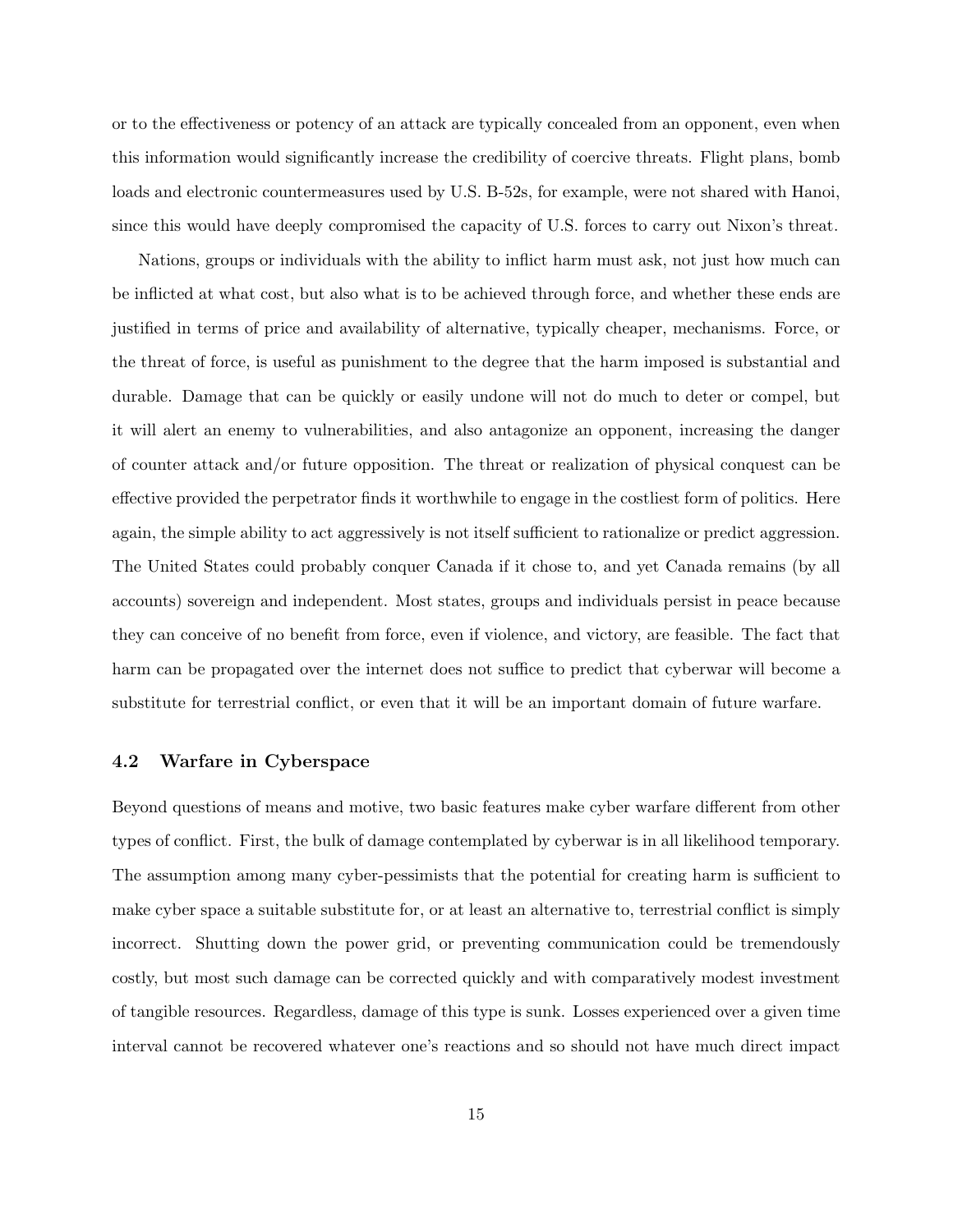or to the effectiveness or potency of an attack are typically concealed from an opponent, even when this information would significantly increase the credibility of coercive threats. Flight plans, bomb loads and electronic countermeasures used by U.S. B-52s, for example, were not shared with Hanoi, since this would have deeply compromised the capacity of U.S. forces to carry out Nixon's threat.

Nations, groups or individuals with the ability to inflict harm must ask, not just how much can be inflicted at what cost, but also what is to be achieved through force, and whether these ends are justified in terms of price and availability of alternative, typically cheaper, mechanisms. Force, or the threat of force, is useful as punishment to the degree that the harm imposed is substantial and durable. Damage that can be quickly or easily undone will not do much to deter or compel, but it will alert an enemy to vulnerabilities, and also antagonize an opponent, increasing the danger of counter attack and/or future opposition. The threat or realization of physical conquest can be effective provided the perpetrator finds it worthwhile to engage in the costliest form of politics. Here again, the simple ability to act aggressively is not itself sufficient to rationalize or predict aggression. The United States could probably conquer Canada if it chose to, and yet Canada remains (by all accounts) sovereign and independent. Most states, groups and individuals persist in peace because they can conceive of no benefit from force, even if violence, and victory, are feasible. The fact that harm can be propagated over the internet does not suffice to predict that cyberwar will become a substitute for terrestrial conflict, or even that it will be an important domain of future warfare.

### 4.2 Warfare in Cyberspace

Beyond questions of means and motive, two basic features make cyber warfare different from other types of conflict. First, the bulk of damage contemplated by cyberwar is in all likelihood temporary. The assumption among many cyber-pessimists that the potential for creating harm is sufficient to make cyber space a suitable substitute for, or at least an alternative to, terrestrial conflict is simply incorrect. Shutting down the power grid, or preventing communication could be tremendously costly, but most such damage can be corrected quickly and with comparatively modest investment of tangible resources. Regardless, damage of this type is sunk. Losses experienced over a given time interval cannot be recovered whatever one's reactions and so should not have much direct impact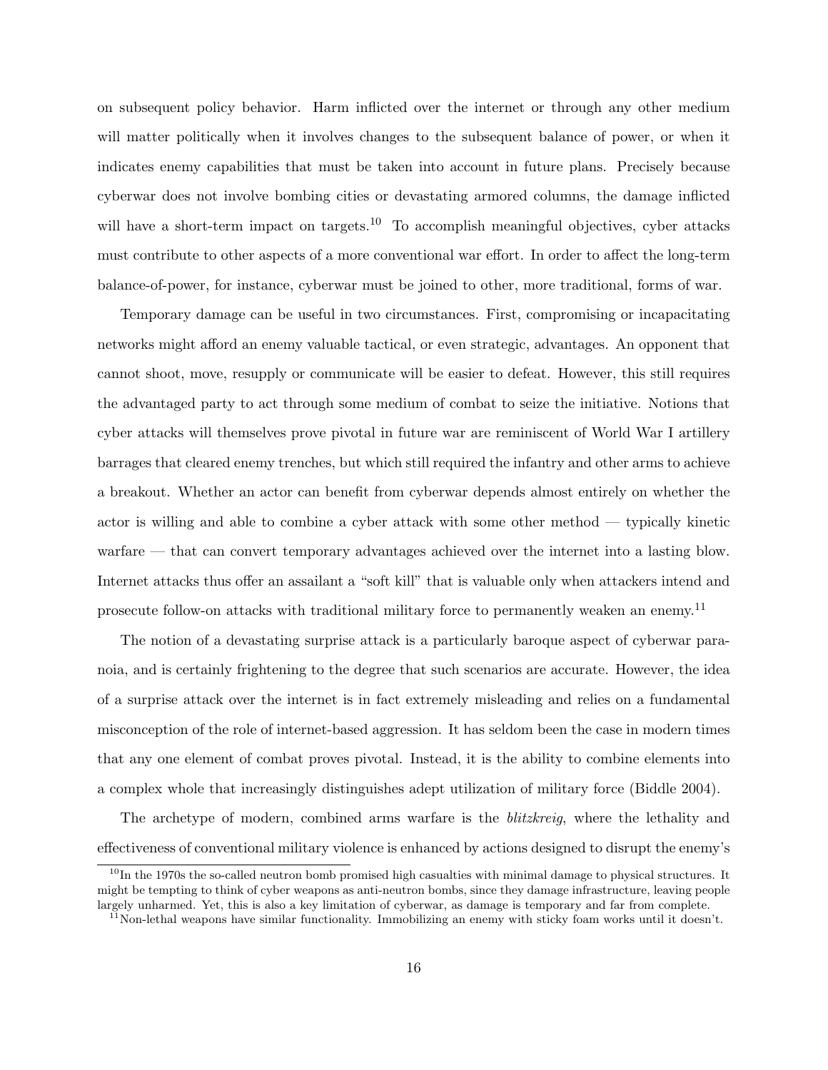on subsequent policy behavior. Harm inflicted over the internet or through any other medium will matter politically when it involves changes to the subsequent balance of power, or when it indicates enemy capabilities that must be taken into account in future plans. Precisely because cyberwar does not involve bombing cities or devastating armored columns, the damage inflicted will have a short-term impact on targets.[10] To accomplish meaningful objectives, cyber attacks must contribute to other aspects of a more conventional war effort. In order to affect the long-term balance-of-power, for instance, cyberwar must be joined to other, more traditional, forms of war.

Temporary damage can be useful in two circumstances. First, compromising or incapacitating networks might afford an enemy valuable tactical, or even strategic, advantages. An opponent that cannot shoot, move, resupply or communicate will be easier to defeat. However, this still requires the advantaged party to act through some medium of combat to seize the initiative. Notions that cyber attacks will themselves prove pivotal in future war are reminiscent of World War I artillery barrages that cleared enemy trenches, but which still required the infantry and other arms to achieve a breakout. Whether an actor can benefit from cyberwar depends almost entirely on whether the actor is willing and able to combine a cyber attack with some other method — typically kinetic warfare — that can convert temporary advantages achieved over the internet into a lasting blow. Internet attacks thus offer an assailant a "soft kill" that is valuable only when attackers intend and prosecute follow-on attacks with traditional military force to permanently weaken an enemy.[11]

The notion of a devastating surprise attack is a particularly baroque aspect of cyberwar paranoia, and is certainly frightening to the degree that such scenarios are accurate. However, the idea of a surprise attack over the internet is in fact extremely misleading and relies on a fundamental misconception of the role of internet-based aggression. It has seldom been the case in modern times that any one element of combat proves pivotal. Instead, it is the ability to combine elements into a complex whole that increasingly distinguishes adept utilization of military force (Biddle 2004).

The archetype of modern, combined arms warfare is the *blitzkreig*, where the lethality and effectiveness of conventional military violence is enhanced by actions designed to disrupt the enemy's

[10] In the 1970s the so-called neutron bomb promised high casualties with minimal damage to physical structures. It might be tempting to think of cyber weapons as anti-neutron bombs, since they damage infrastructure, leaving people largely unharmed. Yet, this is also a key limitation of cyberwar, as damage is temporary and far from complete.

[11] Non-lethal weapons have similar functionality. Immobilizing an enemy with sticky foam works until it doesn't.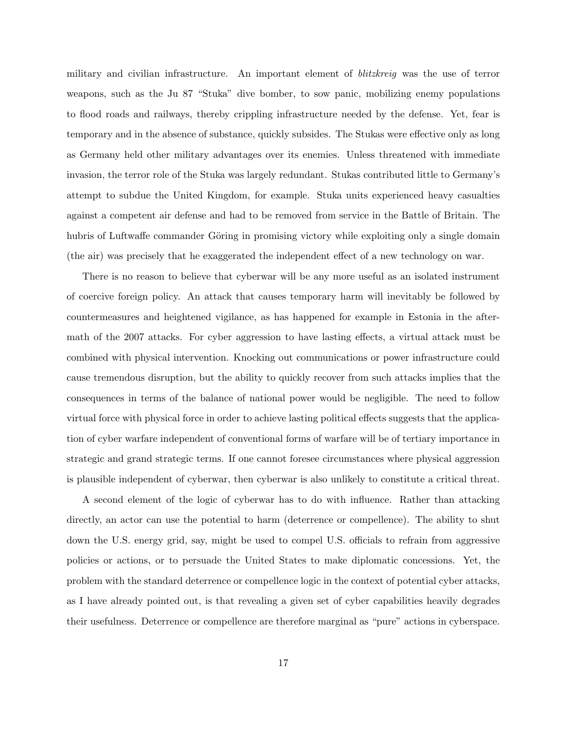military and civilian infrastructure. An important element of *blitzkreig* was the use of terror weapons, such as the Ju 87 "Stuka" dive bomber, to sow panic, mobilizing enemy populations to flood roads and railways, thereby crippling infrastructure needed by the defense. Yet, fear is temporary and in the absence of substance, quickly subsides. The Stukas were effective only as long as Germany held other military advantages over its enemies. Unless threatened with immediate invasion, the terror role of the Stuka was largely redundant. Stukas contributed little to Germany's attempt to subdue the United Kingdom, for example. Stuka units experienced heavy casualties against a competent air defense and had to be removed from service in the Battle of Britain. The hubris of Luftwaffe commander Göring in promising victory while exploiting only a single domain (the air) was precisely that he exaggerated the independent effect of a new technology on war.

There is no reason to believe that cyberwar will be any more useful as an isolated instrument of coercive foreign policy. An attack that causes temporary harm will inevitably be followed by countermeasures and heightened vigilance, as has happened for example in Estonia in the aftermath of the 2007 attacks. For cyber aggression to have lasting effects, a virtual attack must be combined with physical intervention. Knocking out communications or power infrastructure could cause tremendous disruption, but the ability to quickly recover from such attacks implies that the consequences in terms of the balance of national power would be negligible. The need to follow virtual force with physical force in order to achieve lasting political effects suggests that the application of cyber warfare independent of conventional forms of warfare will be of tertiary importance in strategic and grand strategic terms. If one cannot foresee circumstances where physical aggression is plausible independent of cyberwar, then cyberwar is also unlikely to constitute a critical threat.

A second element of the logic of cyberwar has to do with influence. Rather than attacking directly, an actor can use the potential to harm (deterrence or compellence). The ability to shut down the U.S. energy grid, say, might be used to compel U.S. officials to refrain from aggressive policies or actions, or to persuade the United States to make diplomatic concessions. Yet, the problem with the standard deterrence or compellence logic in the context of potential cyber attacks, as I have already pointed out, is that revealing a given set of cyber capabilities heavily degrades their usefulness. Deterrence or compellence are therefore marginal as "pure" actions in cyberspace.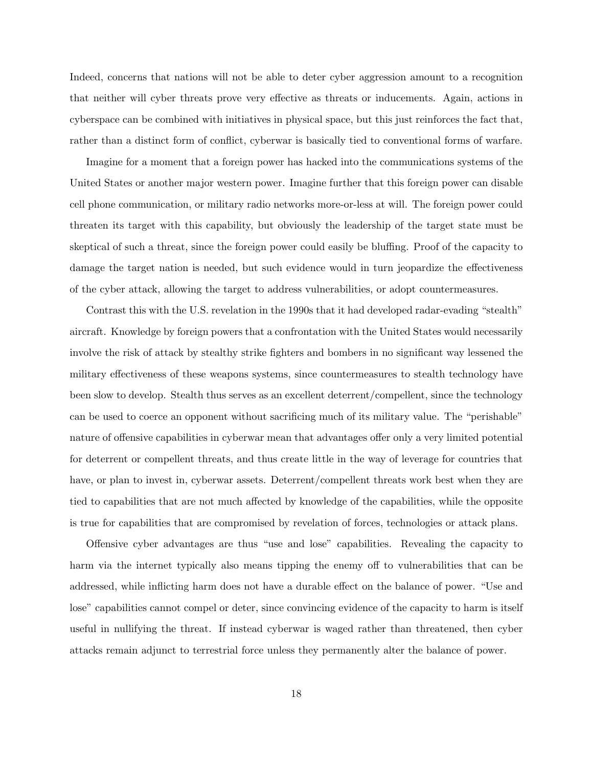Indeed, concerns that nations will not be able to deter cyber aggression amount to a recognition that neither will cyber threats prove very effective as threats or inducements. Again, actions in cyberspace can be combined with initiatives in physical space, but this just reinforces the fact that, rather than a distinct form of conflict, cyberwar is basically tied to conventional forms of warfare.

Imagine for a moment that a foreign power has hacked into the communications systems of the United States or another major western power. Imagine further that this foreign power can disable cell phone communication, or military radio networks more-or-less at will. The foreign power could threaten its target with this capability, but obviously the leadership of the target state must be skeptical of such a threat, since the foreign power could easily be bluffing. Proof of the capacity to damage the target nation is needed, but such evidence would in turn jeopardize the effectiveness of the cyber attack, allowing the target to address vulnerabilities, or adopt countermeasures.

Contrast this with the U.S. revelation in the 1990s that it had developed radar-evading "stealth" aircraft. Knowledge by foreign powers that a confrontation with the United States would necessarily involve the risk of attack by stealthy strike fighters and bombers in no significant way lessened the military effectiveness of these weapons systems, since countermeasures to stealth technology have been slow to develop. Stealth thus serves as an excellent deterrent/compellent, since the technology can be used to coerce an opponent without sacrificing much of its military value. The "perishable" nature of offensive capabilities in cyberwar mean that advantages offer only a very limited potential for deterrent or compellent threats, and thus create little in the way of leverage for countries that have, or plan to invest in, cyberwar assets. Deterrent/compellent threats work best when they are tied to capabilities that are not much affected by knowledge of the capabilities, while the opposite is true for capabilities that are compromised by revelation of forces, technologies or attack plans.

Offensive cyber advantages are thus "use and lose" capabilities. Revealing the capacity to harm via the internet typically also means tipping the enemy off to vulnerabilities that can be addressed, while inflicting harm does not have a durable effect on the balance of power. "Use and lose" capabilities cannot compel or deter, since convincing evidence of the capacity to harm is itself useful in nullifying the threat. If instead cyberwar is waged rather than threatened, then cyber attacks remain adjunct to terrestrial force unless they permanently alter the balance of power.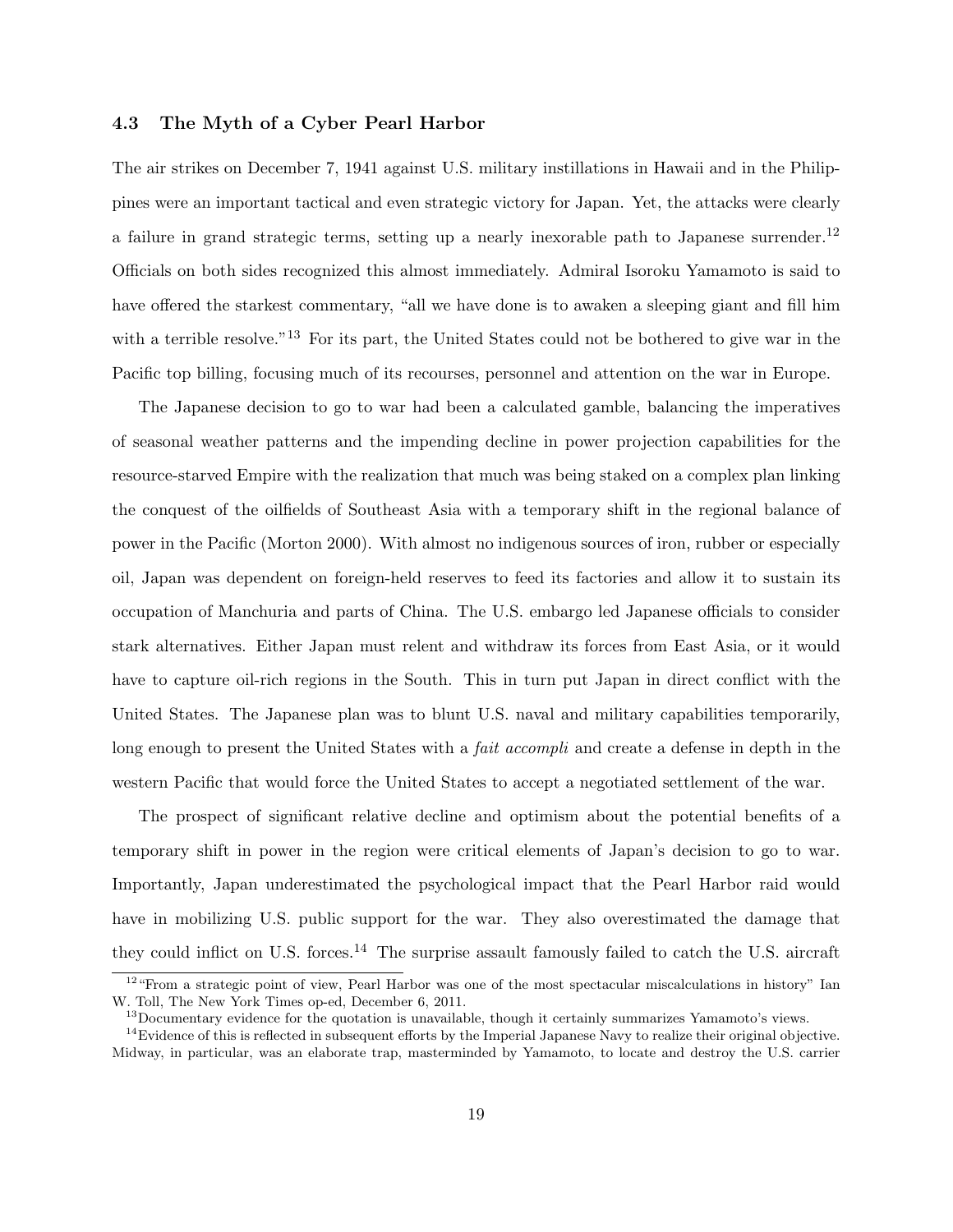### 4.3 The Myth of a Cyber Pearl Harbor

The air strikes on December 7, 1941 against U.S. military instillations in Hawaii and in the Philippines were an important tactical and even strategic victory for Japan. Yet, the attacks were clearly a failure in grand strategic terms, setting up a nearly inexorable path to Japanese surrender.[12] Officials on both sides recognized this almost immediately. Admiral Isoroku Yamamoto is said to have offered the starkest commentary, "all we have done is to awaken a sleeping giant and fill him with a terrible resolve."[13] For its part, the United States could not be bothered to give war in the Pacific top billing, focusing much of its recourses, personnel and attention on the war in Europe.

The Japanese decision to go to war had been a calculated gamble, balancing the imperatives of seasonal weather patterns and the impending decline in power projection capabilities for the resource-starved Empire with the realization that much was being staked on a complex plan linking the conquest of the oilfields of Southeast Asia with a temporary shift in the regional balance of power in the Pacific (Morton 2000). With almost no indigenous sources of iron, rubber or especially oil, Japan was dependent on foreign-held reserves to feed its factories and allow it to sustain its occupation of Manchuria and parts of China. The U.S. embargo led Japanese officials to consider stark alternatives. Either Japan must relent and withdraw its forces from East Asia, or it would have to capture oil-rich regions in the South. This in turn put Japan in direct conflict with the United States. The Japanese plan was to blunt U.S. naval and military capabilities temporarily, long enough to present the United States with a *fait accompli* and create a defense in depth in the western Pacific that would force the United States to accept a negotiated settlement of the war.

The prospect of significant relative decline and optimism about the potential benefits of a temporary shift in power in the region were critical elements of Japan's decision to go to war. Importantly, Japan underestimated the psychological impact that the Pearl Harbor raid would have in mobilizing U.S. public support for the war. They also overestimated the damage that they could inflict on U.S. forces.[14] The surprise assault famously failed to catch the U.S. aircraft

[12] "From a strategic point of view, Pearl Harbor was one of the most spectacular miscalculations in history" Ian W. Toll, The New York Times op-ed, December 6, 2011.

[13] Documentary evidence for the quotation is unavailable, though it certainly summarizes Yamamoto's views.

[14] Evidence of this is reflected in subsequent efforts by the Imperial Japanese Navy to realize their original objective. Midway, in particular, was an elaborate trap, masterminded by Yamamoto, to locate and destroy the U.S. carrier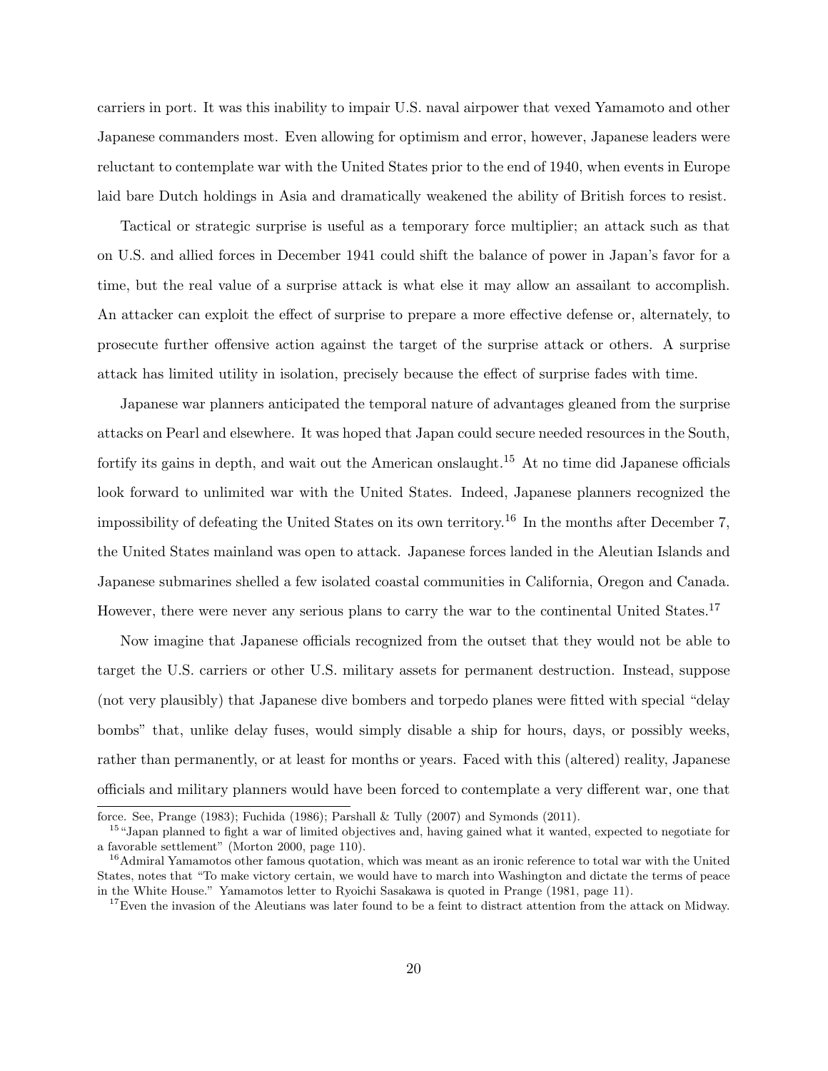carriers in port. It was this inability to impair U.S. naval airpower that vexed Yamamoto and other Japanese commanders most. Even allowing for optimism and error, however, Japanese leaders were reluctant to contemplate war with the United States prior to the end of 1940, when events in Europe laid bare Dutch holdings in Asia and dramatically weakened the ability of British forces to resist.

Tactical or strategic surprise is useful as a temporary force multiplier; an attack such as that on U.S. and allied forces in December 1941 could shift the balance of power in Japan's favor for a time, but the real value of a surprise attack is what else it may allow an assailant to accomplish. An attacker can exploit the effect of surprise to prepare a more effective defense or, alternately, to prosecute further offensive action against the target of the surprise attack or others. A surprise attack has limited utility in isolation, precisely because the effect of surprise fades with time.

Japanese war planners anticipated the temporal nature of advantages gleaned from the surprise attacks on Pearl and elsewhere. It was hoped that Japan could secure needed resources in the South, fortify its gains in depth, and wait out the American onslaught.[15] At no time did Japanese officials look forward to unlimited war with the United States. Indeed, Japanese planners recognized the impossibility of defeating the United States on its own territory.[16] In the months after December 7, the United States mainland was open to attack. Japanese forces landed in the Aleutian Islands and Japanese submarines shelled a few isolated coastal communities in California, Oregon and Canada. However, there were never any serious plans to carry the war to the continental United States.[17]

Now imagine that Japanese officials recognized from the outset that they would not be able to target the U.S. carriers or other U.S. military assets for permanent destruction. Instead, suppose (not very plausibly) that Japanese dive bombers and torpedo planes were fitted with special "delay bombs" that, unlike delay fuses, would simply disable a ship for hours, days, or possibly weeks, rather than permanently, or at least for months or years. Faced with this (altered) reality, Japanese officials and military planners would have been forced to contemplate a very different war, one that

force. See, Prange (1983); Fuchida (1986); Parshall & Tully (2007) and Symonds (2011).

[15] "Japan planned to fight a war of limited objectives and, having gained what it wanted, expected to negotiate for a favorable settlement" (Morton 2000, page 110).

[16] Admiral Yamamotos other famous quotation, which was meant as an ironic reference to total war with the United States, notes that "To make victory certain, we would have to march into Washington and dictate the terms of peace in the White House." Yamamotos letter to Ryoichi Sasakawa is quoted in Prange (1981, page 11).

[17] Even the invasion of the Aleutians was later found to be a feint to distract attention from the attack on Midway.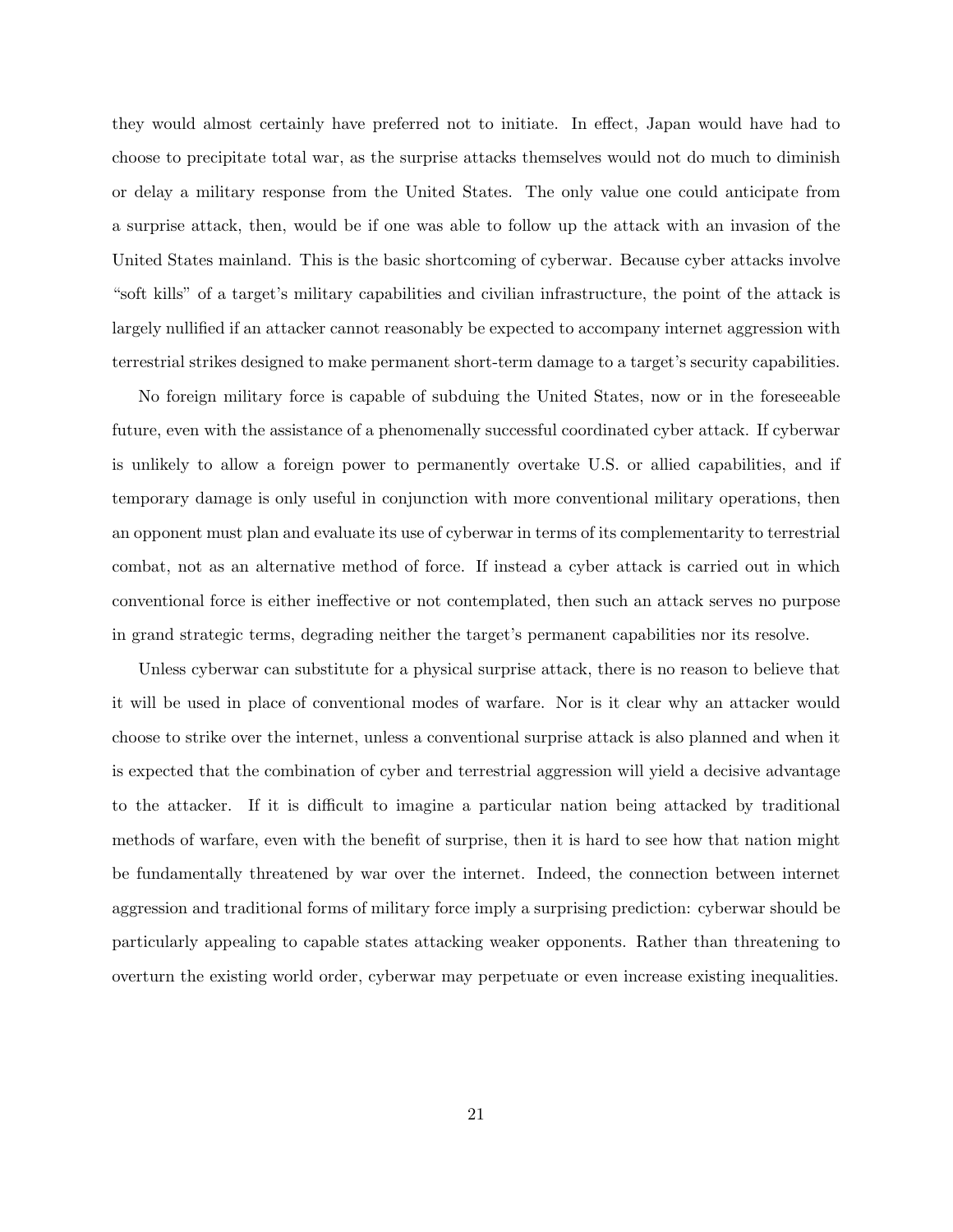they would almost certainly have preferred not to initiate. In effect, Japan would have had to choose to precipitate total war, as the surprise attacks themselves would not do much to diminish or delay a military response from the United States. The only value one could anticipate from a surprise attack, then, would be if one was able to follow up the attack with an invasion of the United States mainland. This is the basic shortcoming of cyberwar. Because cyber attacks involve "soft kills" of a target's military capabilities and civilian infrastructure, the point of the attack is largely nullified if an attacker cannot reasonably be expected to accompany internet aggression with terrestrial strikes designed to make permanent short-term damage to a target's security capabilities.

No foreign military force is capable of subduing the United States, now or in the foreseeable future, even with the assistance of a phenomenally successful coordinated cyber attack. If cyberwar is unlikely to allow a foreign power to permanently overtake U.S. or allied capabilities, and if temporary damage is only useful in conjunction with more conventional military operations, then an opponent must plan and evaluate its use of cyberwar in terms of its complementarity to terrestrial combat, not as an alternative method of force. If instead a cyber attack is carried out in which conventional force is either ineffective or not contemplated, then such an attack serves no purpose in grand strategic terms, degrading neither the target's permanent capabilities nor its resolve.

Unless cyberwar can substitute for a physical surprise attack, there is no reason to believe that it will be used in place of conventional modes of warfare. Nor is it clear why an attacker would choose to strike over the internet, unless a conventional surprise attack is also planned and when it is expected that the combination of cyber and terrestrial aggression will yield a decisive advantage to the attacker. If it is difficult to imagine a particular nation being attacked by traditional methods of warfare, even with the benefit of surprise, then it is hard to see how that nation might be fundamentally threatened by war over the internet. Indeed, the connection between internet aggression and traditional forms of military force imply a surprising prediction: cyberwar should be particularly appealing to capable states attacking weaker opponents. Rather than threatening to overturn the existing world order, cyberwar may perpetuate or even increase existing inequalities.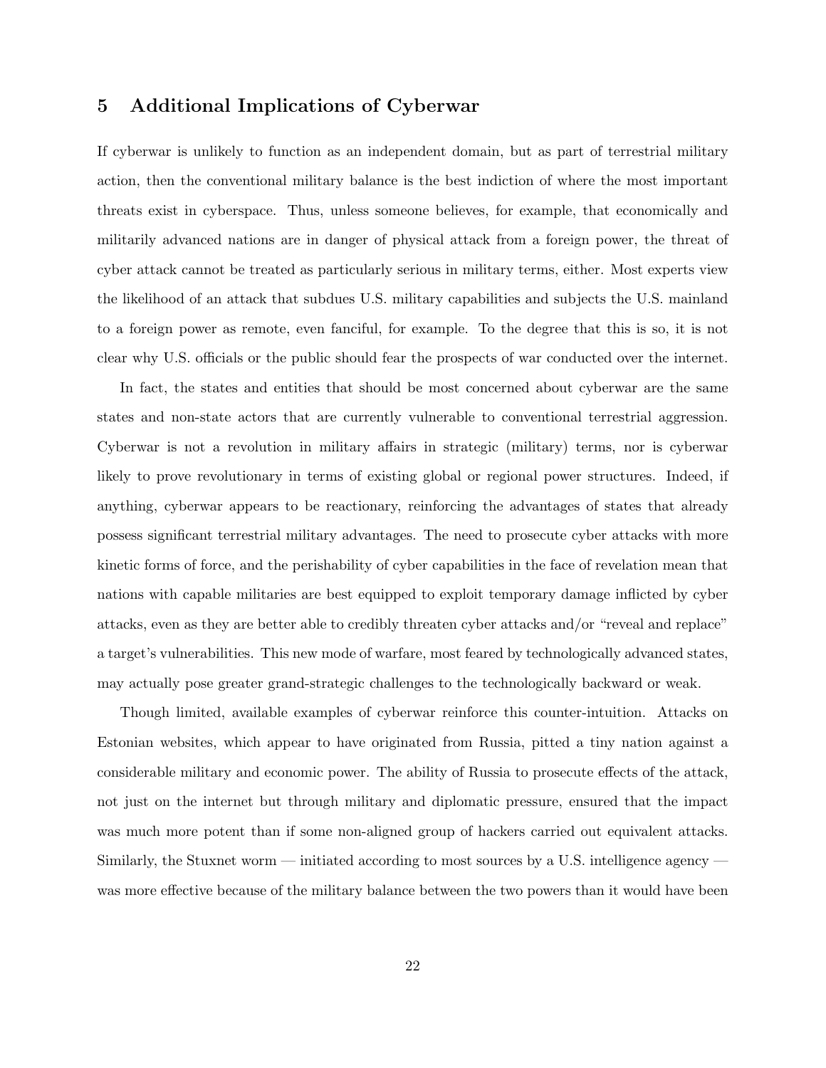## 5 Additional Implications of Cyberwar

If cyberwar is unlikely to function as an independent domain, but as part of terrestrial military action, then the conventional military balance is the best indiction of where the most important threats exist in cyberspace. Thus, unless someone believes, for example, that economically and militarily advanced nations are in danger of physical attack from a foreign power, the threat of cyber attack cannot be treated as particularly serious in military terms, either. Most experts view the likelihood of an attack that subdues U.S. military capabilities and subjects the U.S. mainland to a foreign power as remote, even fanciful, for example. To the degree that this is so, it is not clear why U.S. officials or the public should fear the prospects of war conducted over the internet.

In fact, the states and entities that should be most concerned about cyberwar are the same states and non-state actors that are currently vulnerable to conventional terrestrial aggression. Cyberwar is not a revolution in military affairs in strategic (military) terms, nor is cyberwar likely to prove revolutionary in terms of existing global or regional power structures. Indeed, if anything, cyberwar appears to be reactionary, reinforcing the advantages of states that already possess significant terrestrial military advantages. The need to prosecute cyber attacks with more kinetic forms of force, and the perishability of cyber capabilities in the face of revelation mean that nations with capable militaries are best equipped to exploit temporary damage inflicted by cyber attacks, even as they are better able to credibly threaten cyber attacks and/or "reveal and replace" a target's vulnerabilities. This new mode of warfare, most feared by technologically advanced states, may actually pose greater grand-strategic challenges to the technologically backward or weak.

Though limited, available examples of cyberwar reinforce this counter-intuition. Attacks on Estonian websites, which appear to have originated from Russia, pitted a tiny nation against a considerable military and economic power. The ability of Russia to prosecute effects of the attack, not just on the internet but through military and diplomatic pressure, ensured that the impact was much more potent than if some non-aligned group of hackers carried out equivalent attacks. Similarly, the Stuxnet worm — initiated according to most sources by a U.S. intelligence agency — was more effective because of the military balance between the two powers than it would have been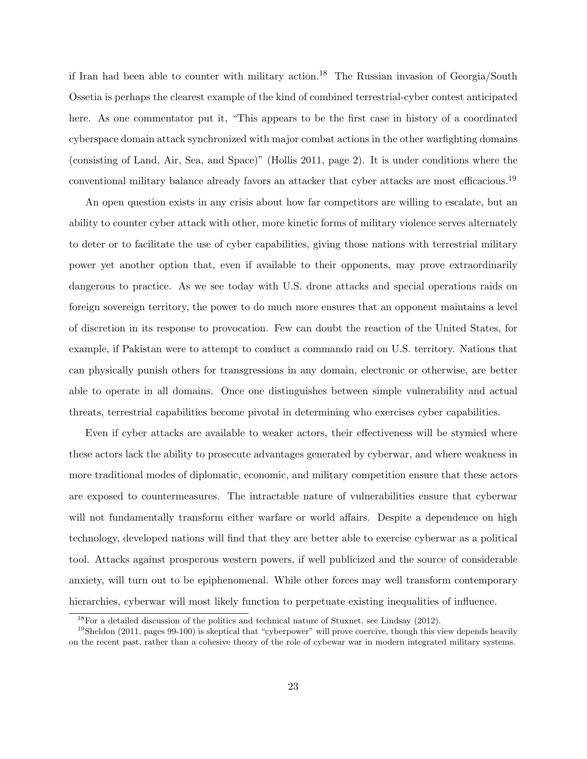if Iran had been able to counter with military action.[18] The Russian invasion of Georgia/South Ossetia is perhaps the clearest example of the kind of combined terrestrial-cyber contest anticipated here. As one commentator put it, "This appears to be the first case in history of a coordinated cyberspace domain attack synchronized with major combat actions in the other warfighting domains (consisting of Land, Air, Sea, and Space)" (Hollis 2011, page 2). It is under conditions where the conventional military balance already favors an attacker that cyber attacks are most efficacious.[19]

An open question exists in any crisis about how far competitors are willing to escalate, but an ability to counter cyber attack with other, more kinetic forms of military violence serves alternately to deter or to facilitate the use of cyber capabilities, giving those nations with terrestrial military power yet another option that, even if available to their opponents, may prove extraordinarily dangerous to practice. As we see today with U.S. drone attacks and special operations raids on foreign sovereign territory, the power to do much more ensures that an opponent maintains a level of discretion in its response to provocation. Few can doubt the reaction of the United States, for example, if Pakistan were to attempt to conduct a commando raid on U.S. territory. Nations that can physically punish others for transgressions in any domain, electronic or otherwise, are better able to operate in all domains. Once one distinguishes between simple vulnerability and actual threats, terrestrial capabilities become pivotal in determining who exercises cyber capabilities.

Even if cyber attacks are available to weaker actors, their effectiveness will be stymied where these actors lack the ability to prosecute advantages generated by cyberwar, and where weakness in more traditional modes of diplomatic, economic, and military competition ensure that these actors are exposed to countermeasures. The intractable nature of vulnerabilities ensure that cyberwar will not fundamentally transform either warfare or world affairs. Despite a dependence on high technology, developed nations will find that they are better able to exercise cyberwar as a political tool. Attacks against prosperous western powers, if well publicized and the source of considerable anxiety, will turn out to be epiphenomenal. While other forces may well transform contemporary hierarchies, cyberwar will most likely function to perpetuate existing inequalities of influence.

[18] For a detailed discussion of the politics and technical nature of Stuxnet, see Lindsay (2012).

[19] Sheldon (2011, pages 99-100) is skeptical that "cyberpower" will prove coercive, though this view depends heavily on the recent past, rather than a cohesive theory of the role of cybewar war in modern integrated military systems.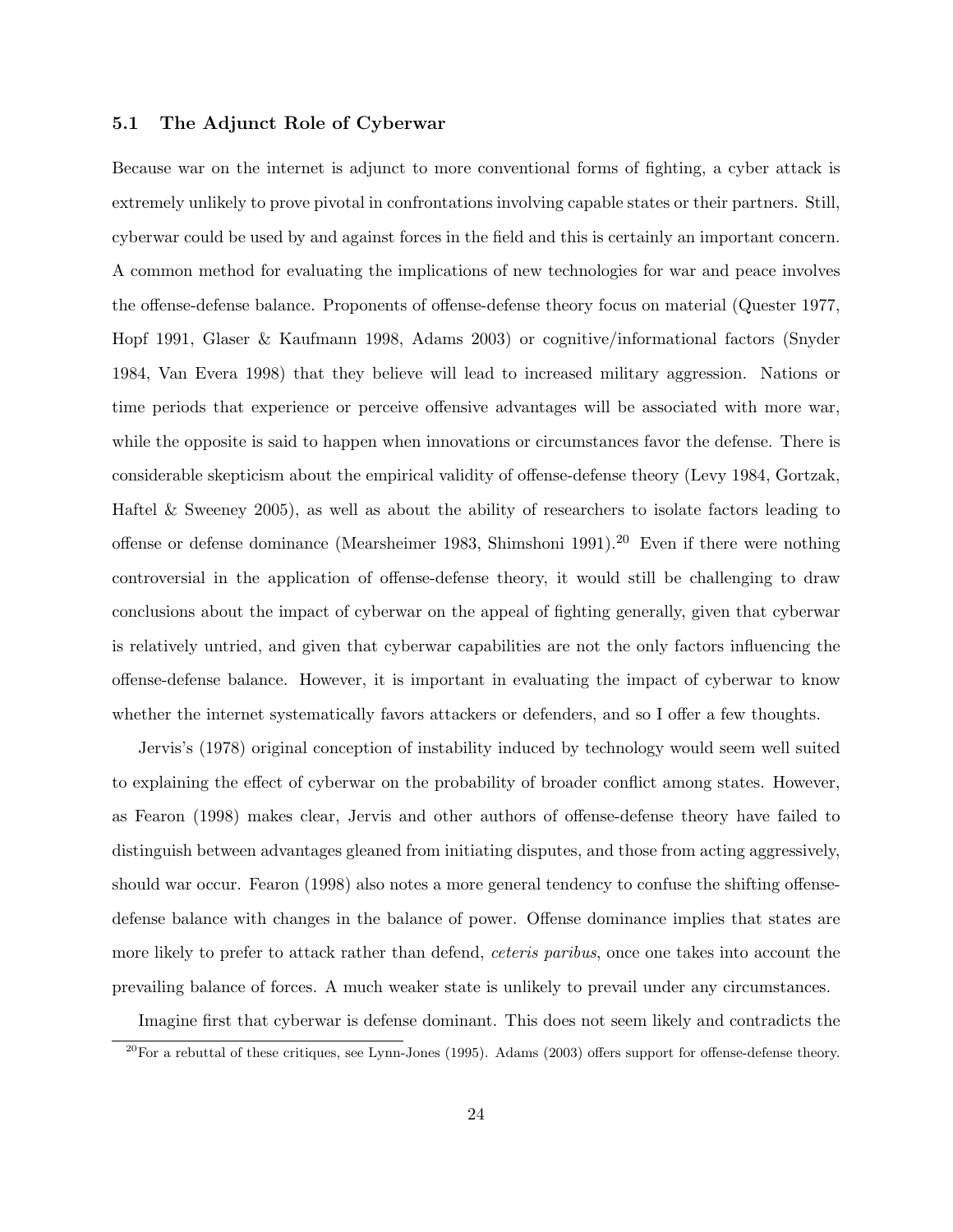### 5.1 The Adjunct Role of Cyberwar

Because war on the internet is adjunct to more conventional forms of fighting, a cyber attack is extremely unlikely to prove pivotal in confrontations involving capable states or their partners. Still, cyberwar could be used by and against forces in the field and this is certainly an important concern. A common method for evaluating the implications of new technologies for war and peace involves the offense-defense balance. Proponents of offense-defense theory focus on material (Quester 1977, Hopf 1991, Glaser & Kaufmann 1998, Adams 2003) or cognitive/informational factors (Snyder 1984, Van Evera 1998) that they believe will lead to increased military aggression. Nations or time periods that experience or perceive offensive advantages will be associated with more war, while the opposite is said to happen when innovations or circumstances favor the defense. There is considerable skepticism about the empirical validity of offense-defense theory (Levy 1984, Gortzak, Haftel & Sweeney 2005), as well as about the ability of researchers to isolate factors leading to offense or defense dominance (Mearsheimer 1983, Shimshoni 1991).[20] Even if there were nothing controversial in the application of offense-defense theory, it would still be challenging to draw conclusions about the impact of cyberwar on the appeal of fighting generally, given that cyberwar is relatively untried, and given that cyberwar capabilities are not the only factors influencing the offense-defense balance. However, it is important in evaluating the impact of cyberwar to know whether the internet systematically favors attackers or defenders, and so I offer a few thoughts.

Jervis's (1978) original conception of instability induced by technology would seem well suited to explaining the effect of cyberwar on the probability of broader conflict among states. However, as Fearon (1998) makes clear, Jervis and other authors of offense-defense theory have failed to distinguish between advantages gleaned from initiating disputes, and those from acting aggressively, should war occur. Fearon (1998) also notes a more general tendency to confuse the shifting offense-defense balance with changes in the balance of power. Offense dominance implies that states are more likely to prefer to attack rather than defend, *ceteris paribus*, once one takes into account the prevailing balance of forces. A much weaker state is unlikely to prevail under any circumstances.

Imagine first that cyberwar is defense dominant. This does not seem likely and contradicts the

[20] For a rebuttal of these critiques, see Lynn-Jones (1995). Adams (2003) offers support for offense-defense theory.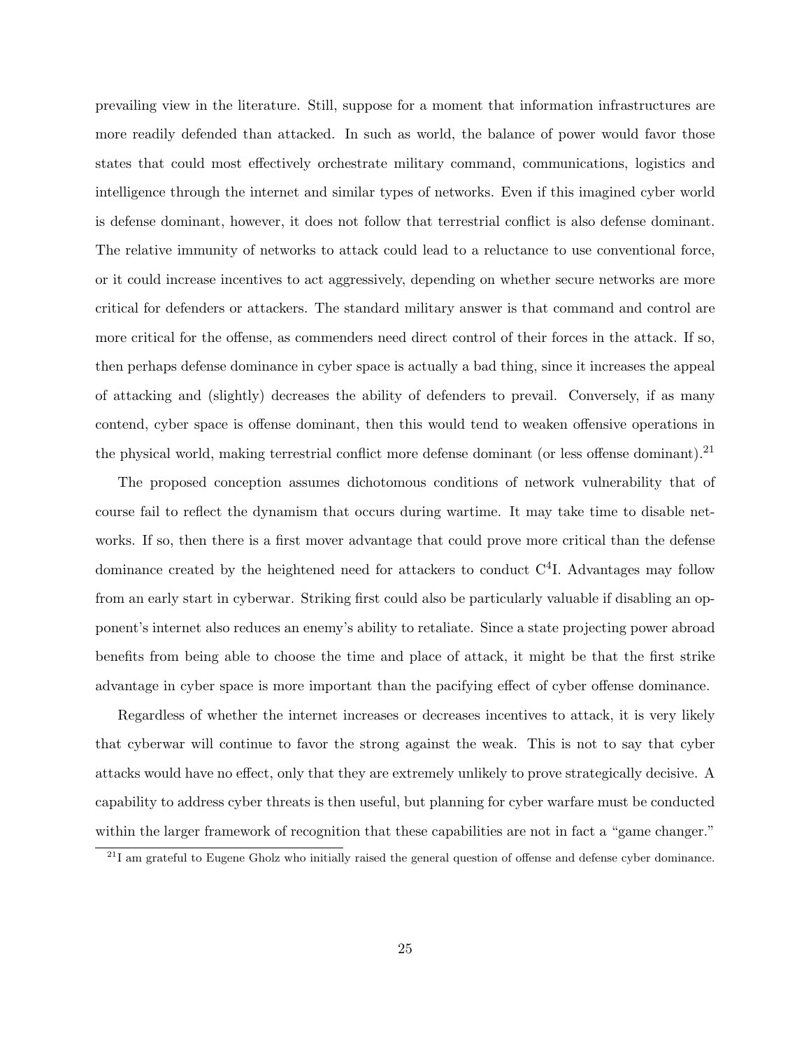prevailing view in the literature. Still, suppose for a moment that information infrastructures are more readily defended than attacked. In such as world, the balance of power would favor those states that could most effectively orchestrate military command, communications, logistics and intelligence through the internet and similar types of networks. Even if this imagined cyber world is defense dominant, however, it does not follow that terrestrial conflict is also defense dominant. The relative immunity of networks to attack could lead to a reluctance to use conventional force, or it could increase incentives to act aggressively, depending on whether secure networks are more critical for defenders or attackers. The standard military answer is that command and control are more critical for the offense, as commenders need direct control of their forces in the attack. If so, then perhaps defense dominance in cyber space is actually a bad thing, since it increases the appeal of attacking and (slightly) decreases the ability of defenders to prevail. Conversely, if as many contend, cyber space is offense dominant, then this would tend to weaken offensive operations in the physical world, making terrestrial conflict more defense dominant (or less offense dominant).[21]

The proposed conception assumes dichotomous conditions of network vulnerability that of course fail to reflect the dynamism that occurs during wartime. It may take time to disable networks. If so, then there is a first mover advantage that could prove more critical than the defense dominance created by the heightened need for attackers to conduct $C^4$I. Advantages may follow from an early start in cyberwar. Striking first could also be particularly valuable if disabling an opponent's internet also reduces an enemy's ability to retaliate. Since a state projecting power abroad benefits from being able to choose the time and place of attack, it might be that the first strike advantage in cyber space is more important than the pacifying effect of cyber offense dominance.

Regardless of whether the internet increases or decreases incentives to attack, it is very likely that cyberwar will continue to favor the strong against the weak. This is not to say that cyber attacks would have no effect, only that they are extremely unlikely to prove strategically decisive. A capability to address cyber threats is then useful, but planning for cyber warfare must be conducted within the larger framework of recognition that these capabilities are not in fact a "game changer."

[21] I am grateful to Eugene Gholz who initially raised the general question of offense and defense cyber dominance.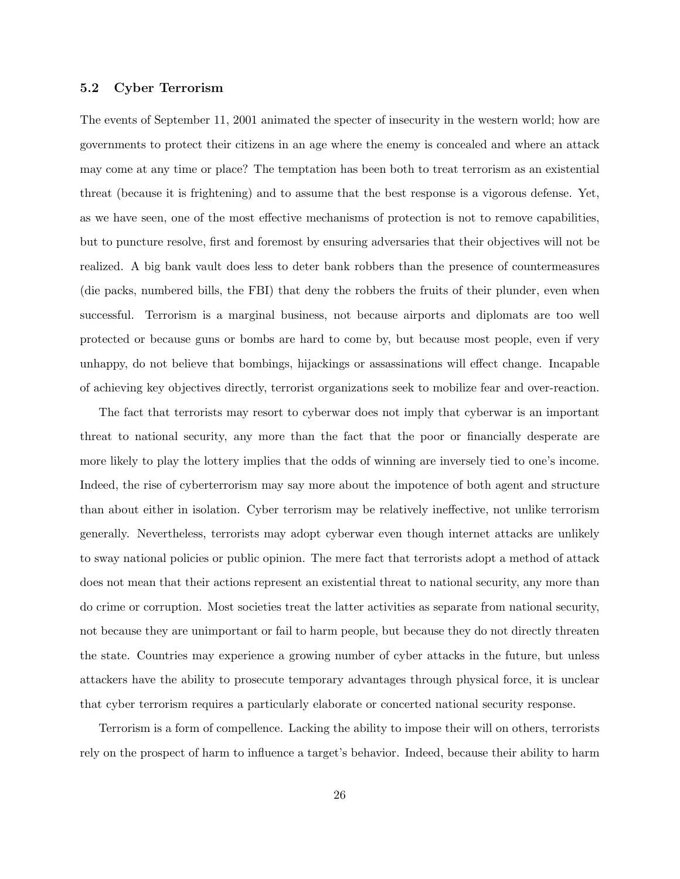### 5.2 Cyber Terrorism

The events of September 11, 2001 animated the specter of insecurity in the western world; how are governments to protect their citizens in an age where the enemy is concealed and where an attack may come at any time or place? The temptation has been both to treat terrorism as an existential threat (because it is frightening) and to assume that the best response is a vigorous defense. Yet, as we have seen, one of the most effective mechanisms of protection is not to remove capabilities, but to puncture resolve, first and foremost by ensuring adversaries that their objectives will not be realized. A big bank vault does less to deter bank robbers than the presence of countermeasures (die packs, numbered bills, the FBI) that deny the robbers the fruits of their plunder, even when successful. Terrorism is a marginal business, not because airports and diplomats are too well protected or because guns or bombs are hard to come by, but because most people, even if very unhappy, do not believe that bombings, hijackings or assassinations will effect change. Incapable of achieving key objectives directly, terrorist organizations seek to mobilize fear and over-reaction.

The fact that terrorists may resort to cyberwar does not imply that cyberwar is an important threat to national security, any more than the fact that the poor or financially desperate are more likely to play the lottery implies that the odds of winning are inversely tied to one's income. Indeed, the rise of cyberterrorism may say more about the impotence of both agent and structure than about either in isolation. Cyber terrorism may be relatively ineffective, not unlike terrorism generally. Nevertheless, terrorists may adopt cyberwar even though internet attacks are unlikely to sway national policies or public opinion. The mere fact that terrorists adopt a method of attack does not mean that their actions represent an existential threat to national security, any more than do crime or corruption. Most societies treat the latter activities as separate from national security, not because they are unimportant or fail to harm people, but because they do not directly threaten the state. Countries may experience a growing number of cyber attacks in the future, but unless attackers have the ability to prosecute temporary advantages through physical force, it is unclear that cyber terrorism requires a particularly elaborate or concerted national security response.

Terrorism is a form of compellence. Lacking the ability to impose their will on others, terrorists rely on the prospect of harm to influence a target's behavior. Indeed, because their ability to harm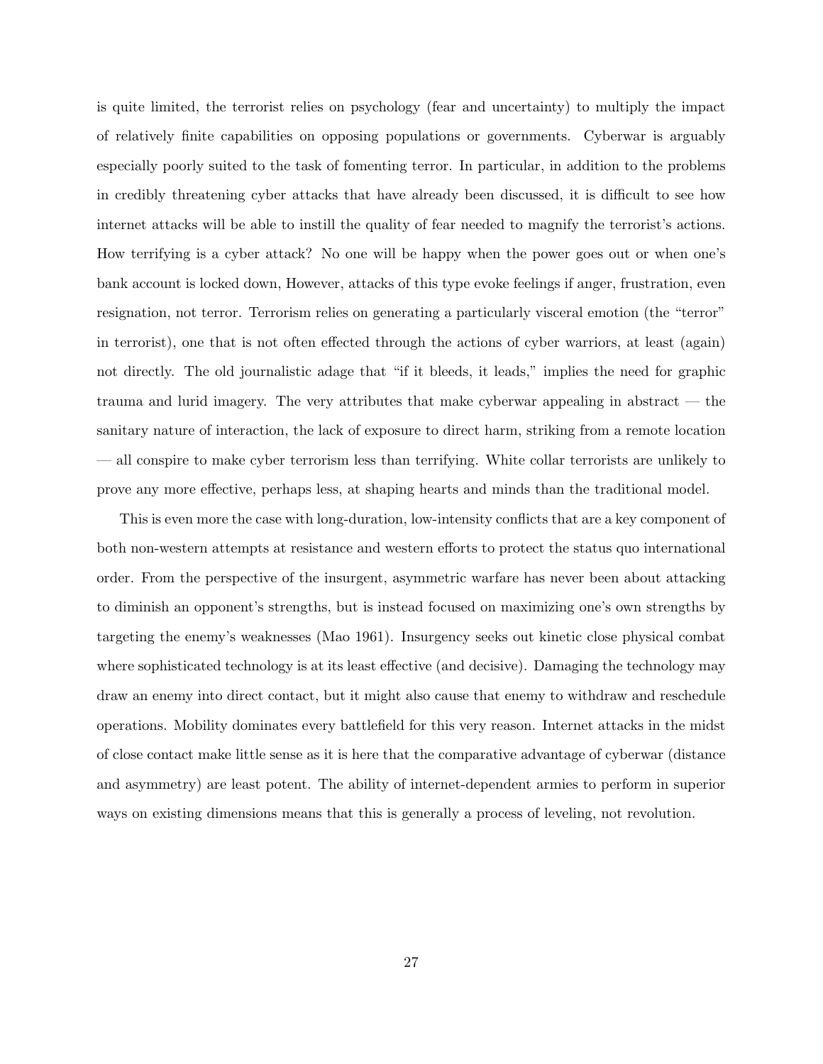is quite limited, the terrorist relies on psychology (fear and uncertainty) to multiply the impact of relatively finite capabilities on opposing populations or governments. Cyberwar is arguably especially poorly suited to the task of fomenting terror. In particular, in addition to the problems in credibly threatening cyber attacks that have already been discussed, it is difficult to see how internet attacks will be able to instill the quality of fear needed to magnify the terrorist's actions. How terrifying is a cyber attack? No one will be happy when the power goes out or when one's bank account is locked down, However, attacks of this type evoke feelings if anger, frustration, even resignation, not terror. Terrorism relies on generating a particularly visceral emotion (the "terror" in terrorist), one that is not often effected through the actions of cyber warriors, at least (again) not directly. The old journalistic adage that "if it bleeds, it leads," implies the need for graphic trauma and lurid imagery. The very attributes that make cyberwar appealing in abstract — the sanitary nature of interaction, the lack of exposure to direct harm, striking from a remote location — all conspire to make cyber terrorism less than terrifying. White collar terrorists are unlikely to prove any more effective, perhaps less, at shaping hearts and minds than the traditional model.

This is even more the case with long-duration, low-intensity conflicts that are a key component of both non-western attempts at resistance and western efforts to protect the status quo international order. From the perspective of the insurgent, asymmetric warfare has never been about attacking to diminish an opponent's strengths, but is instead focused on maximizing one's own strengths by targeting the enemy's weaknesses (Mao 1961). Insurgency seeks out kinetic close physical combat where sophisticated technology is at its least effective (and decisive). Damaging the technology may draw an enemy into direct contact, but it might also cause that enemy to withdraw and reschedule operations. Mobility dominates every battlefield for this very reason. Internet attacks in the midst of close contact make little sense as it is here that the comparative advantage of cyberwar (distance and asymmetry) are least potent. The ability of internet-dependent armies to perform in superior ways on existing dimensions means that this is generally a process of leveling, not revolution.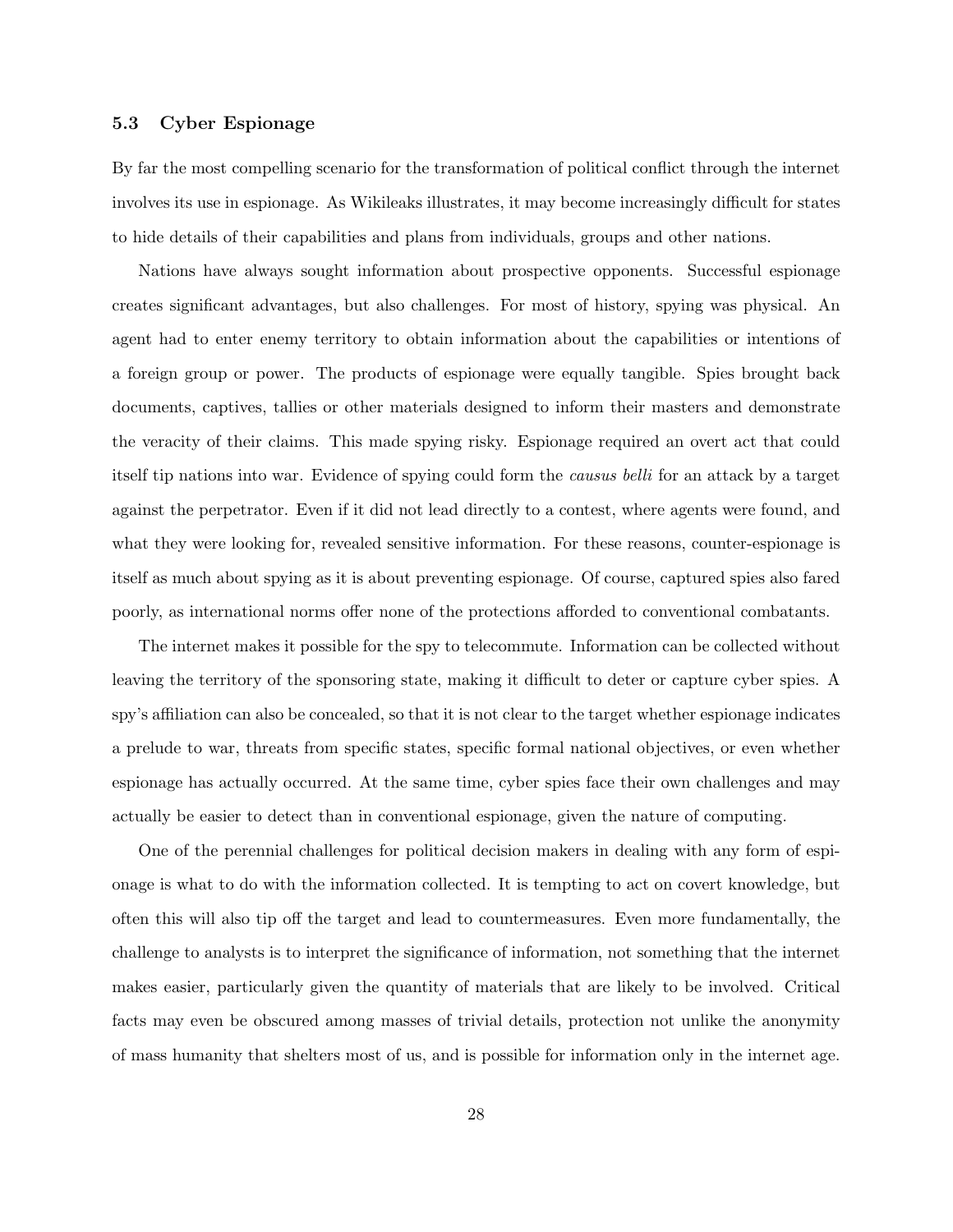### 5.3 Cyber Espionage

By far the most compelling scenario for the transformation of political conflict through the internet involves its use in espionage. As Wikileaks illustrates, it may become increasingly difficult for states to hide details of their capabilities and plans from individuals, groups and other nations.

Nations have always sought information about prospective opponents. Successful espionage creates significant advantages, but also challenges. For most of history, spying was physical. An agent had to enter enemy territory to obtain information about the capabilities or intentions of a foreign group or power. The products of espionage were equally tangible. Spies brought back documents, captives, tallies or other materials designed to inform their masters and demonstrate the veracity of their claims. This made spying risky. Espionage required an overt act that could itself tip nations into war. Evidence of spying could form the *causus belli* for an attack by a target against the perpetrator. Even if it did not lead directly to a contest, where agents were found, and what they were looking for, revealed sensitive information. For these reasons, counter-espionage is itself as much about spying as it is about preventing espionage. Of course, captured spies also fared poorly, as international norms offer none of the protections afforded to conventional combatants.

The internet makes it possible for the spy to telecommute. Information can be collected without leaving the territory of the sponsoring state, making it difficult to deter or capture cyber spies. A spy's affiliation can also be concealed, so that it is not clear to the target whether espionage indicates a prelude to war, threats from specific states, specific formal national objectives, or even whether espionage has actually occurred. At the same time, cyber spies face their own challenges and may actually be easier to detect than in conventional espionage, given the nature of computing.

One of the perennial challenges for political decision makers in dealing with any form of espionage is what to do with the information collected. It is tempting to act on covert knowledge, but often this will also tip off the target and lead to countermeasures. Even more fundamentally, the challenge to analysts is to interpret the significance of information, not something that the internet makes easier, particularly given the quantity of materials that are likely to be involved. Critical facts may even be obscured among masses of trivial details, protection not unlike the anonymity of mass humanity that shelters most of us, and is possible for information only in the internet age.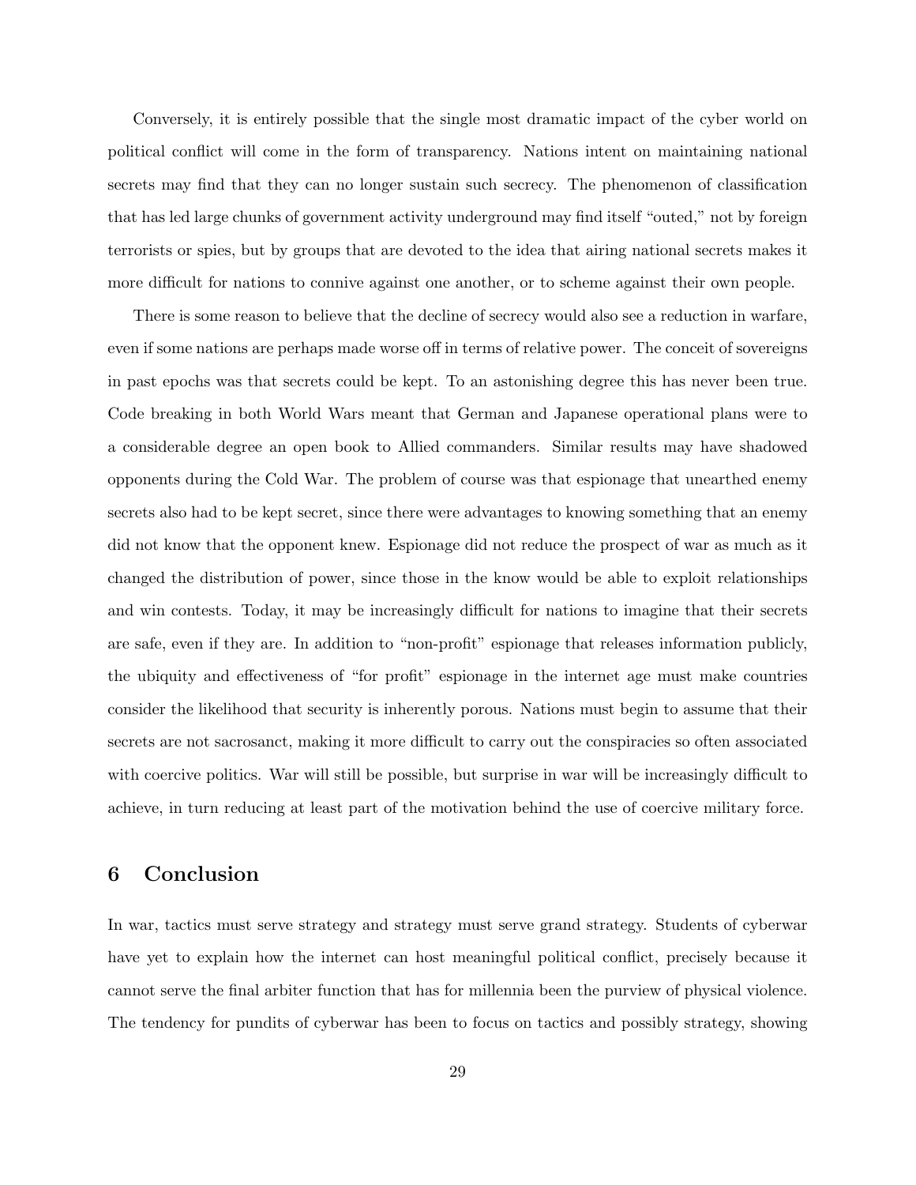Conversely, it is entirely possible that the single most dramatic impact of the cyber world on political conflict will come in the form of transparency. Nations intent on maintaining national secrets may find that they can no longer sustain such secrecy. The phenomenon of classification that has led large chunks of government activity underground may find itself "outed," not by foreign terrorists or spies, but by groups that are devoted to the idea that airing national secrets makes it more difficult for nations to connive against one another, or to scheme against their own people.

There is some reason to believe that the decline of secrecy would also see a reduction in warfare, even if some nations are perhaps made worse off in terms of relative power. The conceit of sovereigns in past epochs was that secrets could be kept. To an astonishing degree this has never been true. Code breaking in both World Wars meant that German and Japanese operational plans were to a considerable degree an open book to Allied commanders. Similar results may have shadowed opponents during the Cold War. The problem of course was that espionage that unearthed enemy secrets also had to be kept secret, since there were advantages to knowing something that an enemy did not know that the opponent knew. Espionage did not reduce the prospect of war as much as it changed the distribution of power, since those in the know would be able to exploit relationships and win contests. Today, it may be increasingly difficult for nations to imagine that their secrets are safe, even if they are. In addition to "non-profit" espionage that releases information publicly, the ubiquity and effectiveness of "for profit" espionage in the internet age must make countries consider the likelihood that security is inherently porous. Nations must begin to assume that their secrets are not sacrosanct, making it more difficult to carry out the conspiracies so often associated with coercive politics. War will still be possible, but surprise in war will be increasingly difficult to achieve, in turn reducing at least part of the motivation behind the use of coercive military force.

## 6 Conclusion

In war, tactics must serve strategy and strategy must serve grand strategy. Students of cyberwar have yet to explain how the internet can host meaningful political conflict, precisely because it cannot serve the final arbiter function that has for millennia been the purview of physical violence. The tendency for pundits of cyberwar has been to focus on tactics and possibly strategy, showing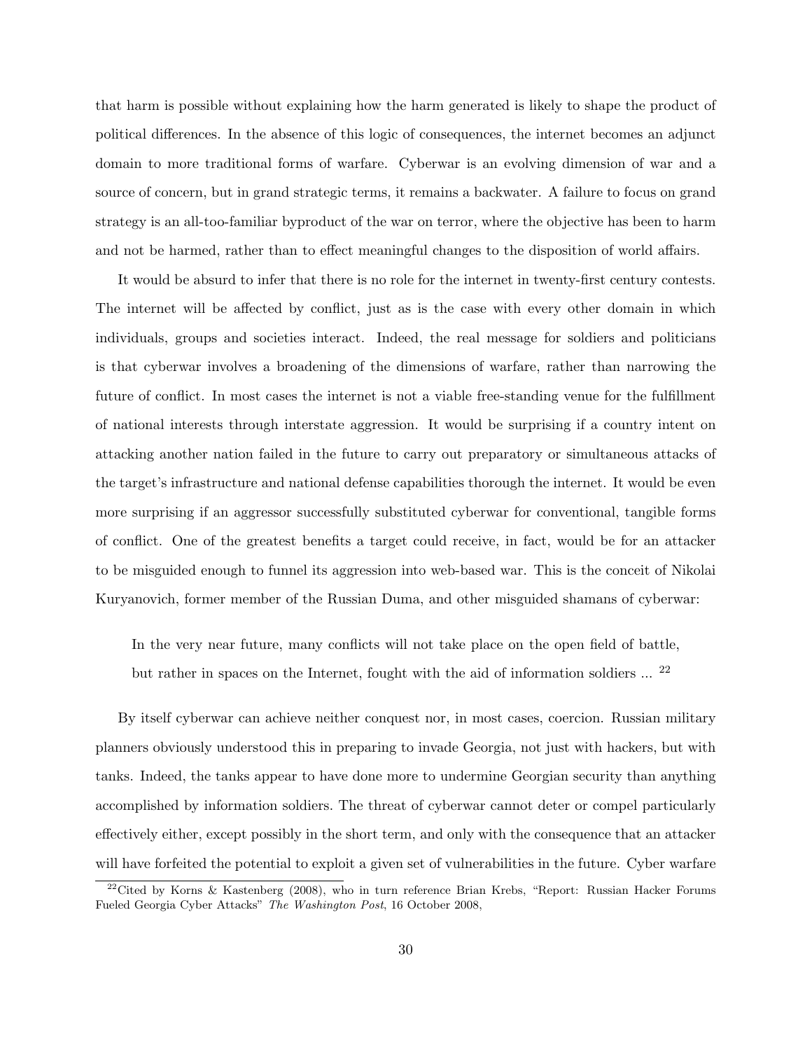that harm is possible without explaining how the harm generated is likely to shape the product of political differences. In the absence of this logic of consequences, the internet becomes an adjunct domain to more traditional forms of warfare. Cyberwar is an evolving dimension of war and a source of concern, but in grand strategic terms, it remains a backwater. A failure to focus on grand strategy is an all-too-familiar byproduct of the war on terror, where the objective has been to harm and not be harmed, rather than to effect meaningful changes to the disposition of world affairs.

It would be absurd to infer that there is no role for the internet in twenty-first century contests. The internet will be affected by conflict, just as is the case with every other domain in which individuals, groups and societies interact. Indeed, the real message for soldiers and politicians is that cyberwar involves a broadening of the dimensions of warfare, rather than narrowing the future of conflict. In most cases the internet is not a viable free-standing venue for the fulfillment of national interests through interstate aggression. It would be surprising if a country intent on attacking another nation failed in the future to carry out preparatory or simultaneous attacks of the target's infrastructure and national defense capabilities thorough the internet. It would be even more surprising if an aggressor successfully substituted cyberwar for conventional, tangible forms of conflict. One of the greatest benefits a target could receive, in fact, would be for an attacker to be misguided enough to funnel its aggression into web-based war. This is the conceit of Nikolai Kuryanovich, former member of the Russian Duma, and other misguided shamans of cyberwar:

> In the very near future, many conflicts will not take place on the open field of battle, but rather in spaces on the Internet, fought with the aid of information soldiers ... [22]

By itself cyberwar can achieve neither conquest nor, in most cases, coercion. Russian military planners obviously understood this in preparing to invade Georgia, not just with hackers, but with tanks. Indeed, the tanks appear to have done more to undermine Georgian security than anything accomplished by information soldiers. The threat of cyberwar cannot deter or compel particularly effectively either, except possibly in the short term, and only with the consequence that an attacker will have forfeited the potential to exploit a given set of vulnerabilities in the future. Cyber warfare

[22] Cited by Korns & Kastenberg (2008), who in turn reference Brian Krebs, "Report: Russian Hacker Forums Fueled Georgia Cyber Attacks" *The Washington Post*, 16 October 2008,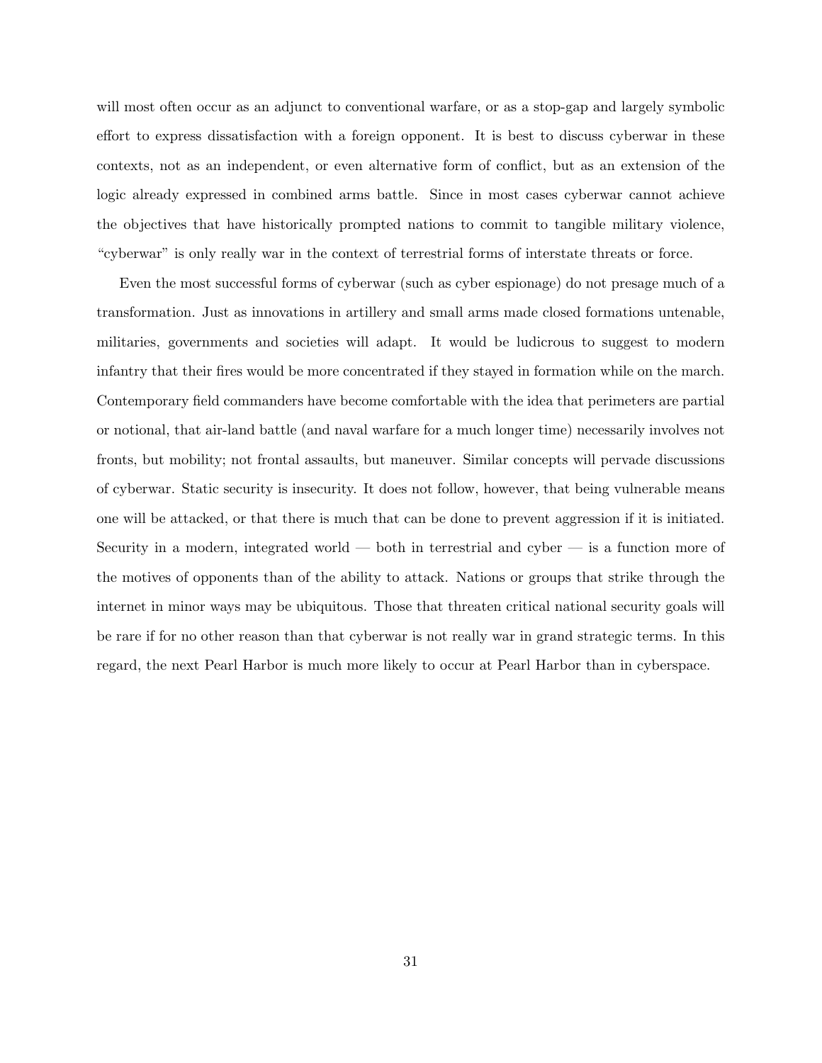will most often occur as an adjunct to conventional warfare, or as a stop-gap and largely symbolic effort to express dissatisfaction with a foreign opponent. It is best to discuss cyberwar in these contexts, not as an independent, or even alternative form of conflict, but as an extension of the logic already expressed in combined arms battle. Since in most cases cyberwar cannot achieve the objectives that have historically prompted nations to commit to tangible military violence, "cyberwar" is only really war in the context of terrestrial forms of interstate threats or force.

Even the most successful forms of cyberwar (such as cyber espionage) do not presage much of a transformation. Just as innovations in artillery and small arms made closed formations untenable, militaries, governments and societies will adapt. It would be ludicrous to suggest to modern infantry that their fires would be more concentrated if they stayed in formation while on the march. Contemporary field commanders have become comfortable with the idea that perimeters are partial or notional, that air-land battle (and naval warfare for a much longer time) necessarily involves not fronts, but mobility; not frontal assaults, but maneuver. Similar concepts will pervade discussions of cyberwar. Static security is insecurity. It does not follow, however, that being vulnerable means one will be attacked, or that there is much that can be done to prevent aggression if it is initiated. Security in a modern, integrated world — both in terrestrial and cyber — is a function more of the motives of opponents than of the ability to attack. Nations or groups that strike through the internet in minor ways may be ubiquitous. Those that threaten critical national security goals will be rare if for no other reason than that cyberwar is not really war in grand strategic terms. In this regard, the next Pearl Harbor is much more likely to occur at Pearl Harbor than in cyberspace.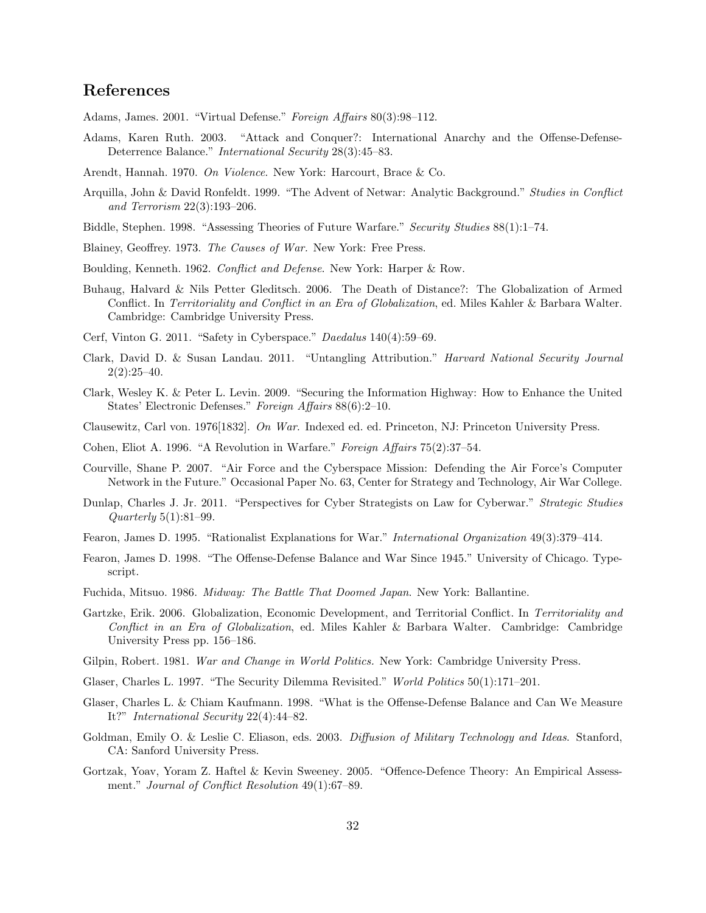## References

Adams, James. 2001. "Virtual Defense." *Foreign Affairs* 80(3):98–112.

Adams, Karen Ruth. 2003. "Attack and Conquer?: International Anarchy and the Offense-Defense-Deterrence Balance." *International Security* 28(3):45–83.

Arendt, Hannah. 1970. *On Violence*. New York: Harcourt, Brace & Co.

Arquilla, John & David Ronfeldt. 1999. "The Advent of Netwar: Analytic Background." *Studies in Conflict and Terrorism* 22(3):193–206.

Biddle, Stephen. 1998. "Assessing Theories of Future Warfare." *Security Studies* 88(1):1–74.

Blainey, Geoffrey. 1973. *The Causes of War*. New York: Free Press.

Boulding, Kenneth. 1962. *Conflict and Defense*. New York: Harper & Row.

Buhaug, Halvard & Nils Petter Gleditsch. 2006. The Death of Distance?: The Globalization of Armed Conflict. In *Territoriality and Conflict in an Era of Globalization*, ed. Miles Kahler & Barbara Walter. Cambridge: Cambridge University Press.

Cerf, Vinton G. 2011. "Safety in Cyberspace." *Daedalus* 140(4):59–69.

Clark, David D. & Susan Landau. 2011. "Untangling Attribution." *Harvard National Security Journal* 2(2):25–40.

Clark, Wesley K. & Peter L. Levin. 2009. "Securing the Information Highway: How to Enhance the United States' Electronic Defenses." *Foreign Affairs* 88(6):2–10.

Clausewitz, Carl von. 1976[1832]. *On War*. Indexed ed. ed. Princeton, NJ: Princeton University Press.

Cohen, Eliot A. 1996. "A Revolution in Warfare." *Foreign Affairs* 75(2):37–54.

Courville, Shane P. 2007. "Air Force and the Cyberspace Mission: Defending the Air Force's Computer Network in the Future." Occasional Paper No. 63, Center for Strategy and Technology, Air War College.

Dunlap, Charles J. Jr. 2011. "Perspectives for Cyber Strategists on Law for Cyberwar." *Strategic Studies Quarterly* 5(1):81–99.

Fearon, James D. 1995. "Rationalist Explanations for War." *International Organization* 49(3):379–414.

Fearon, James D. 1998. "The Offense-Defense Balance and War Since 1945." University of Chicago. Typescript.

Fuchida, Mitsuo. 1986. *Midway: The Battle That Doomed Japan*. New York: Ballantine.

Gartzke, Erik. 2006. Globalization, Economic Development, and Territorial Conflict. In *Territoriality and Conflict in an Era of Globalization*, ed. Miles Kahler & Barbara Walter. Cambridge: Cambridge University Press pp. 156–186.

Gilpin, Robert. 1981. *War and Change in World Politics*. New York: Cambridge University Press.

Glaser, Charles L. 1997. "The Security Dilemma Revisited." *World Politics* 50(1):171–201.

Glaser, Charles L. & Chiam Kaufmann. 1998. "What is the Offense-Defense Balance and Can We Measure It?" *International Security* 22(4):44–82.

Goldman, Emily O. & Leslie C. Eliason, eds. 2003. *Diffusion of Military Technology and Ideas*. Stanford, CA: Sanford University Press.

Gortzak, Yoav, Yoram Z. Haftel & Kevin Sweeney. 2005. "Offence-Defence Theory: An Empirical Assessment." *Journal of Conflict Resolution* 49(1):67–89.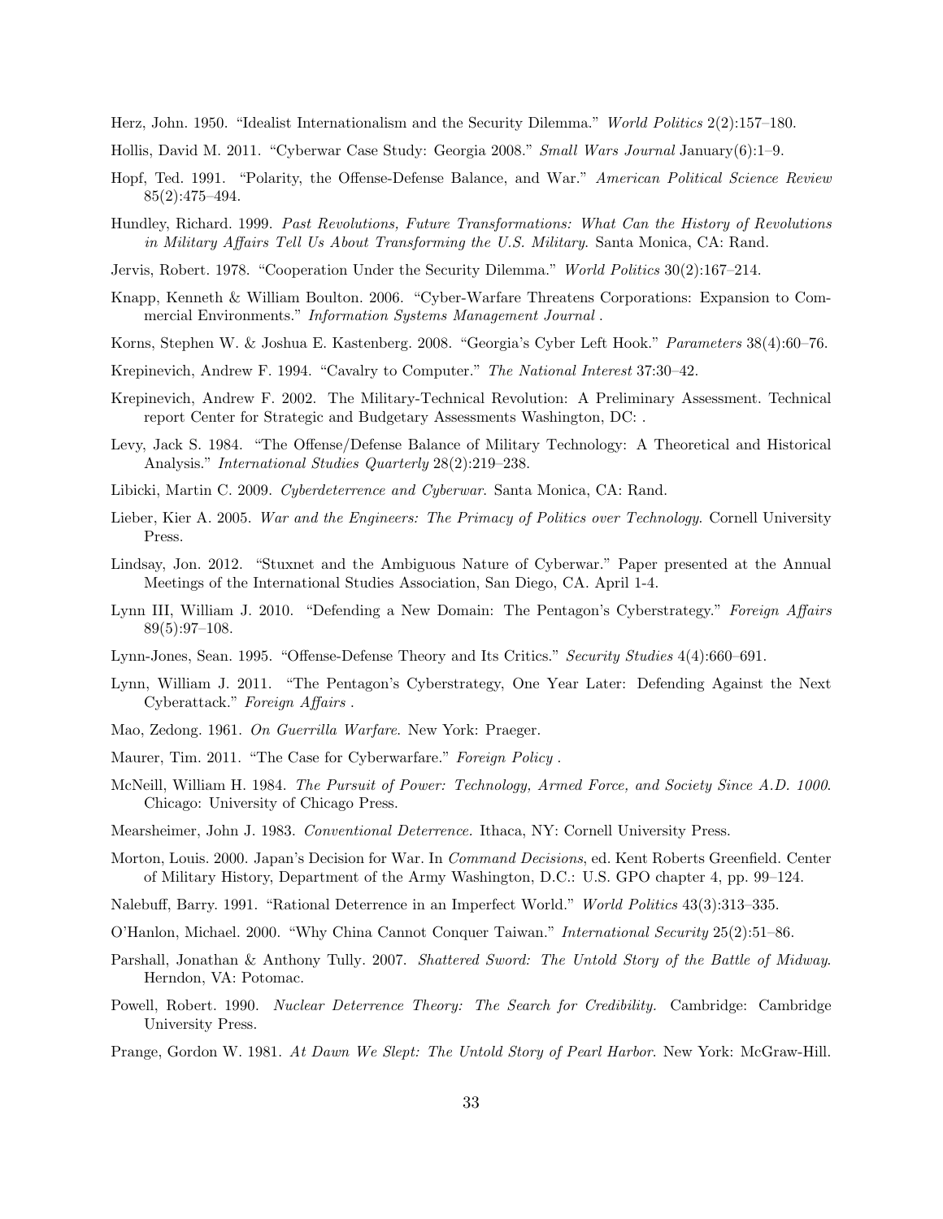Herz, John. 1950. "Idealist Internationalism and the Security Dilemma." *World Politics* 2(2):157–180.

Hollis, David M. 2011. "Cyberwar Case Study: Georgia 2008." *Small Wars Journal* January(6):1–9.

Hopf, Ted. 1991. "Polarity, the Offense-Defense Balance, and War." *American Political Science Review* 85(2):475–494.

Hundley, Richard. 1999. *Past Revolutions, Future Transformations: What Can the History of Revolutions in Military Affairs Tell Us About Transforming the U.S. Military.* Santa Monica, CA: Rand.

Jervis, Robert. 1978. "Cooperation Under the Security Dilemma." *World Politics* 30(2):167–214.

Knapp, Kenneth & William Boulton. 2006. "Cyber-Warfare Threatens Corporations: Expansion to Commercial Environments." *Information Systems Management Journal* .

Korns, Stephen W. & Joshua E. Kastenberg. 2008. "Georgia's Cyber Left Hook." *Parameters* 38(4):60–76.

Krepinevich, Andrew F. 1994. "Cavalry to Computer." *The National Interest* 37:30–42.

Krepinevich, Andrew F. 2002. The Military-Technical Revolution: A Preliminary Assessment. Technical report Center for Strategic and Budgetary Assessments Washington, DC: .

Levy, Jack S. 1984. "The Offense/Defense Balance of Military Technology: A Theoretical and Historical Analysis." *International Studies Quarterly* 28(2):219–238.

Libicki, Martin C. 2009. *Cyberdeterrence and Cyberwar.* Santa Monica, CA: Rand.

Lieber, Kier A. 2005. *War and the Engineers: The Primacy of Politics over Technology.* Cornell University Press.

Lindsay, Jon. 2012. "Stuxnet and the Ambiguous Nature of Cyberwar." Paper presented at the Annual Meetings of the International Studies Association, San Diego, CA. April 1-4.

Lynn III, William J. 2010. "Defending a New Domain: The Pentagon's Cyberstrategy." *Foreign Affairs* 89(5):97–108.

Lynn-Jones, Sean. 1995. "Offense-Defense Theory and Its Critics." *Security Studies* 4(4):660–691.

Lynn, William J. 2011. "The Pentagon's Cyberstrategy, One Year Later: Defending Against the Next Cyberattack." *Foreign Affairs* .

Mao, Zedong. 1961. *On Guerrilla Warfare.* New York: Praeger.

Maurer, Tim. 2011. "The Case for Cyberwarfare." *Foreign Policy* .

McNeill, William H. 1984. *The Pursuit of Power: Technology, Armed Force, and Society Since A.D. 1000.* Chicago: University of Chicago Press.

Mearsheimer, John J. 1983. *Conventional Deterrence.* Ithaca, NY: Cornell University Press.

Morton, Louis. 2000. Japan's Decision for War. In *Command Decisions*, ed. Kent Roberts Greenfield. Center of Military History, Department of the Army Washington, D.C.: U.S. GPO chapter 4, pp. 99–124.

Nalebuff, Barry. 1991. "Rational Deterrence in an Imperfect World." *World Politics* 43(3):313–335.

O'Hanlon, Michael. 2000. "Why China Cannot Conquer Taiwan." *International Security* 25(2):51–86.

Parshall, Jonathan & Anthony Tully. 2007. *Shattered Sword: The Untold Story of the Battle of Midway.* Herndon, VA: Potomac.

Powell, Robert. 1990. *Nuclear Deterrence Theory: The Search for Credibility.* Cambridge: Cambridge University Press.

Prange, Gordon W. 1981. *At Dawn We Slept: The Untold Story of Pearl Harbor.* New York: McGraw-Hill.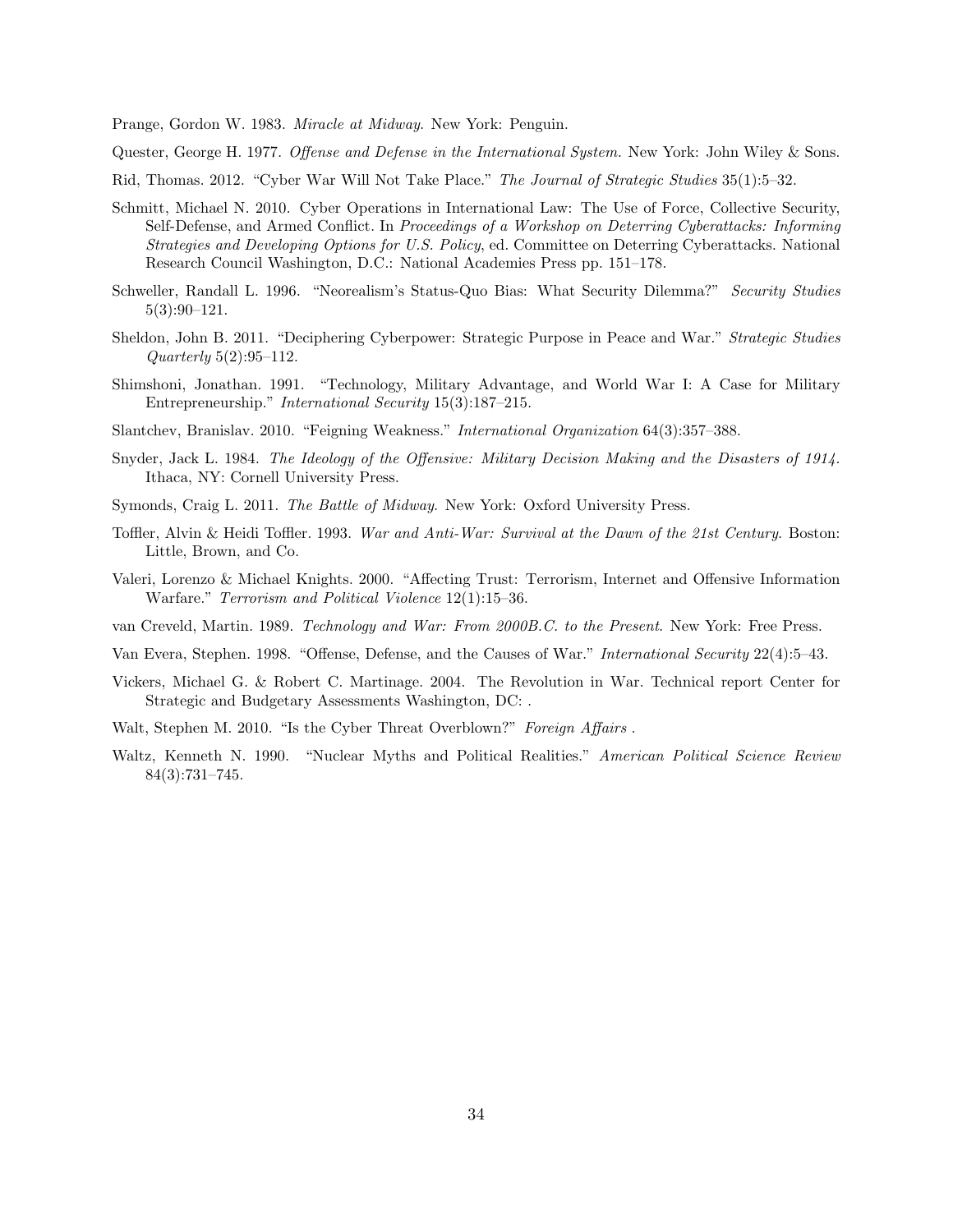Prange, Gordon W. 1983. *Miracle at Midway*. New York: Penguin.

Quester, George H. 1977. *Offense and Defense in the International System*. New York: John Wiley & Sons.

Rid, Thomas. 2012. "Cyber War Will Not Take Place." *The Journal of Strategic Studies* 35(1):5–32.

Schmitt, Michael N. 2010. Cyber Operations in International Law: The Use of Force, Collective Security, Self-Defense, and Armed Conflict. In *Proceedings of a Workshop on Deterring Cyberattacks: Informing Strategies and Developing Options for U.S. Policy*, ed. Committee on Deterring Cyberattacks. National Research Council Washington, D.C.: National Academies Press pp. 151–178.

Schweller, Randall L. 1996. "Neorealism's Status-Quo Bias: What Security Dilemma?" *Security Studies* 5(3):90–121.

Sheldon, John B. 2011. "Deciphering Cyberpower: Strategic Purpose in Peace and War." *Strategic Studies Quarterly* 5(2):95–112.

Shimshoni, Jonathan. 1991. "Technology, Military Advantage, and World War I: A Case for Military Entrepreneurship." *International Security* 15(3):187–215.

Slantchev, Branislav. 2010. "Feigning Weakness." *International Organization* 64(3):357–388.

Snyder, Jack L. 1984. *The Ideology of the Offensive: Military Decision Making and the Disasters of 1914*. Ithaca, NY: Cornell University Press.

Symonds, Craig L. 2011. *The Battle of Midway*. New York: Oxford University Press.

Toffler, Alvin & Heidi Toffler. 1993. *War and Anti-War: Survival at the Dawn of the 21st Century*. Boston: Little, Brown, and Co.

Valeri, Lorenzo & Michael Knights. 2000. "Affecting Trust: Terrorism, Internet and Offensive Information Warfare." *Terrorism and Political Violence* 12(1):15–36.

van Creveld, Martin. 1989. *Technology and War: From 2000B.C. to the Present*. New York: Free Press.

Van Evera, Stephen. 1998. "Offense, Defense, and the Causes of War." *International Security* 22(4):5–43.

Vickers, Michael G. & Robert C. Martinage. 2004. The Revolution in War. Technical report Center for Strategic and Budgetary Assessments Washington, DC: .

Walt, Stephen M. 2010. "Is the Cyber Threat Overblown?" *Foreign Affairs* .

Waltz, Kenneth N. 1990. "Nuclear Myths and Political Realities." *American Political Science Review* 84(3):731–745.